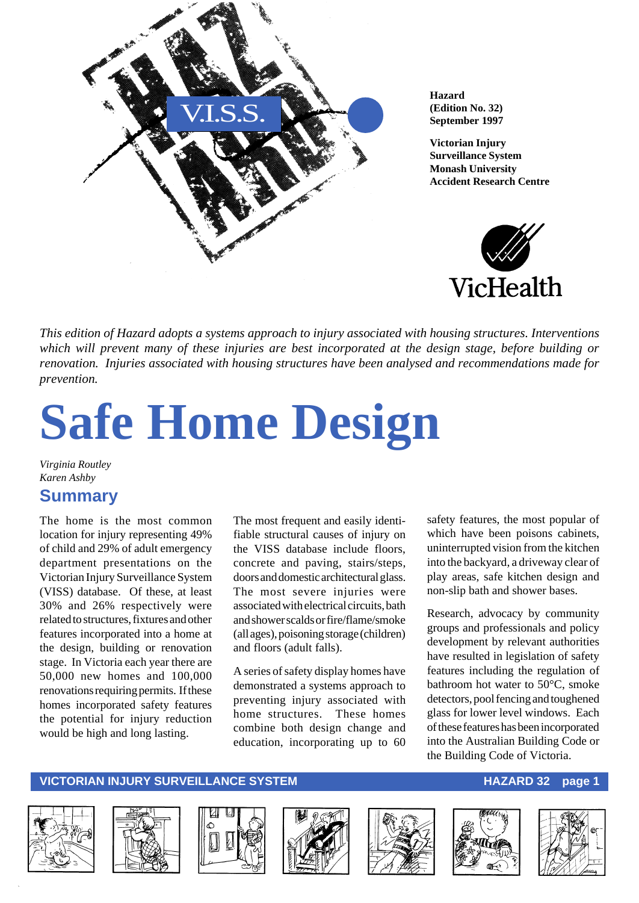Hazard
(Edition No. 32)
September 1997

Victorian Injury Surveillance System
Monash University
Accident Research Centre

*This edition of Hazard adopts a systems approach to injury associated with housing structures. Interventions which will prevent many of these injuries are best incorporated at the design stage, before building or renovation. Injuries associated with housing structures have been analysed and recommendations made for prevention.*

# Safe Home Design

*Virginia Routley*
*Karen Ashby*

## Summary

The home is the most common location for injury representing 49% of child and 29% of adult emergency department presentations on the Victorian Injury Surveillance System (VISS) database. Of these, at least 30% and 26% respectively were related to structures, fixtures and other features incorporated into a home at the design, building or renovation stage. In Victoria each year there are 50,000 new homes and 100,000 renovations requiring permits. If these homes incorporated safety features the potential for injury reduction would be high and long lasting.

The most frequent and easily identifiable structural causes of injury on the VISS database include floors, concrete and paving, stairs/steps, doors and domestic architectural glass. The most severe injuries were associated with electrical circuits, bath and shower scalds or fire/flame/smoke (all ages), poisoning storage (children) and floors (adult falls).

A series of safety display homes have demonstrated a systems approach to preventing injury associated with home structures. These homes combine both design change and education, incorporating up to 60 safety features, the most popular of which have been poisons cabinets, uninterrupted vision from the kitchen into the backyard, a driveway clear of play areas, safe kitchen design and non-slip bath and shower bases.

Research, advocacy by community groups and professionals and policy development by relevant authorities have resulted in legislation of safety features including the regulation of bathroom hot water to 50°C, smoke detectors, pool fencing and toughened glass for lower level windows. Each of these features has been incorporated into the Australian Building Code or the Building Code of Victoria.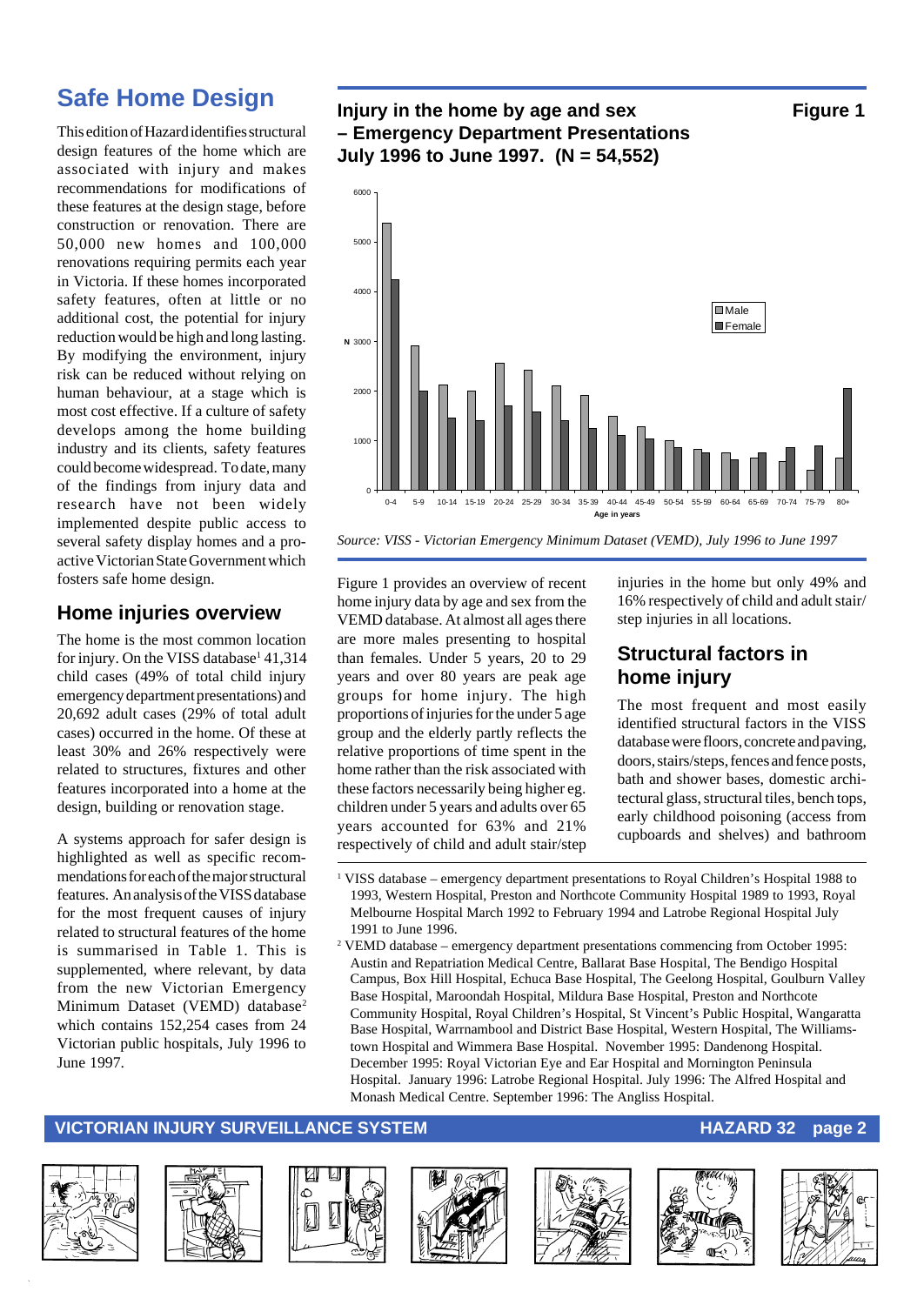# Safe Home Design

This edition of Hazard identifies structural design features of the home which are associated with injury and makes recommendations for modifications of these features at the design stage, before construction or renovation. There are 50,000 new homes and 100,000 renovations requiring permits each year in Victoria. If these homes incorporated safety features, often at little or no additional cost, the potential for injury reduction would be high and long lasting. By modifying the environment, injury risk can be reduced without relying on human behaviour, at a stage which is most cost effective. If a culture of safety develops among the home building industry and its clients, safety features could become widespread. To date, many of the findings from injury data and research have not been widely implemented despite public access to several safety display homes and a pro-active Victorian State Government which fosters safe home design.

## Home injuries overview

The home is the most common location for injury. On the VISS database[1] 41,314 child cases (49% of total child injury emergency department presentations) and 20,692 adult cases (29% of total adult cases) occurred in the home. Of these at least 30% and 26% respectively were related to structures, fixtures and other features incorporated into a home at the design, building or renovation stage.

A systems approach for safer design is highlighted as well as specific recommendations for each of the major structural features. An analysis of the VISS database for the most frequent causes of injury related to structural features of the home is summarised in Table 1. This is supplemented, where relevant, by data from the new Victorian Emergency Minimum Dataset (VEMD) database[2] which contains 152,254 cases from 24 Victorian public hospitals, July 1996 to June 1997.

**Injury in the home by age and sex – Emergency Department Presentations July 1996 to June 1997. (N = 54,552)** **Figure 1**

| Age in years | Male | Female |
|---|---|---|
| 0-4 | 5400 | 4250 |
| 5-9 | 2900 | 2000 |
| 10-14 | 2130 | 1460 |
| 15-19 | 2000 | 1400 |
| 20-24 | 2560 | 1700 |
| 25-29 | 2420 | 1580 |
| 30-34 | 2100 | 1400 |
| 35-39 | 1920 | 1250 |
| 40-44 | 1500 | 1100 |
| 45-49 | 1280 | 1030 |
| 50-54 | 1000 | 860 |
| 55-59 | 820 | 750 |
| 60-64 | 750 | 610 |
| 65-69 | 650 | 750 |
| 70-74 | 580 | 850 |
| 75-79 | 400 | 890 |
| 80+ | 650 | 2050 |

*Source: VISS - Victorian Emergency Minimum Dataset (VEMD), July 1996 to June 1997*

Figure 1 provides an overview of recent home injury data by age and sex from the VEMD database. At almost all ages there are more males presenting to hospital than females. Under 5 years, 20 to 29 years and over 80 years are peak age groups for home injury. The high proportions of injuries for the under 5 age group and the elderly partly reflects the relative proportions of time spent in the home rather than the risk associated with these factors necessarily being higher eg. children under 5 years and adults over 65 years accounted for 63% and 21% respectively of child and adult stair/step injuries in the home but only 49% and 16% respectively of child and adult stair/step injuries in all locations.

## Structural factors in home injury

The most frequent and most easily identified structural factors in the VISS database were floors, concrete and paving, doors, stairs/steps, fences and fence posts, bath and shower bases, domestic architectural glass, structural tiles, bench tops, early childhood poisoning (access from cupboards and shelves) and bathroom

---

[1] VISS database – emergency department presentations to Royal Children's Hospital 1988 to 1993, Western Hospital, Preston and Northcote Community Hospital 1989 to 1993, Royal Melbourne Hospital March 1992 to February 1994 and Latrobe Regional Hospital July 1991 to June 1996.

[2] VEMD database – emergency department presentations commencing from October 1995: Austin and Repatriation Medical Centre, Ballarat Base Hospital, The Bendigo Hospital Campus, Box Hill Hospital, Echuca Base Hospital, The Geelong Hospital, Goulburn Valley Base Hospital, Maroondah Hospital, Mildura Base Hospital, Preston and Northcote Community Hospital, Royal Children's Hospital, St Vincent's Public Hospital, Wangaratta Base Hospital, Warrnambool and District Base Hospital, Western Hospital, The Williamstown Hospital and Wimmera Base Hospital. November 1995: Dandenong Hospital. December 1995: Royal Victorian Eye and Ear Hospital and Mornington Peninsula Hospital. January 1996: Latrobe Regional Hospital. July 1996: The Alfred Hospital and Monash Medical Centre. September 1996: The Angliss Hospital.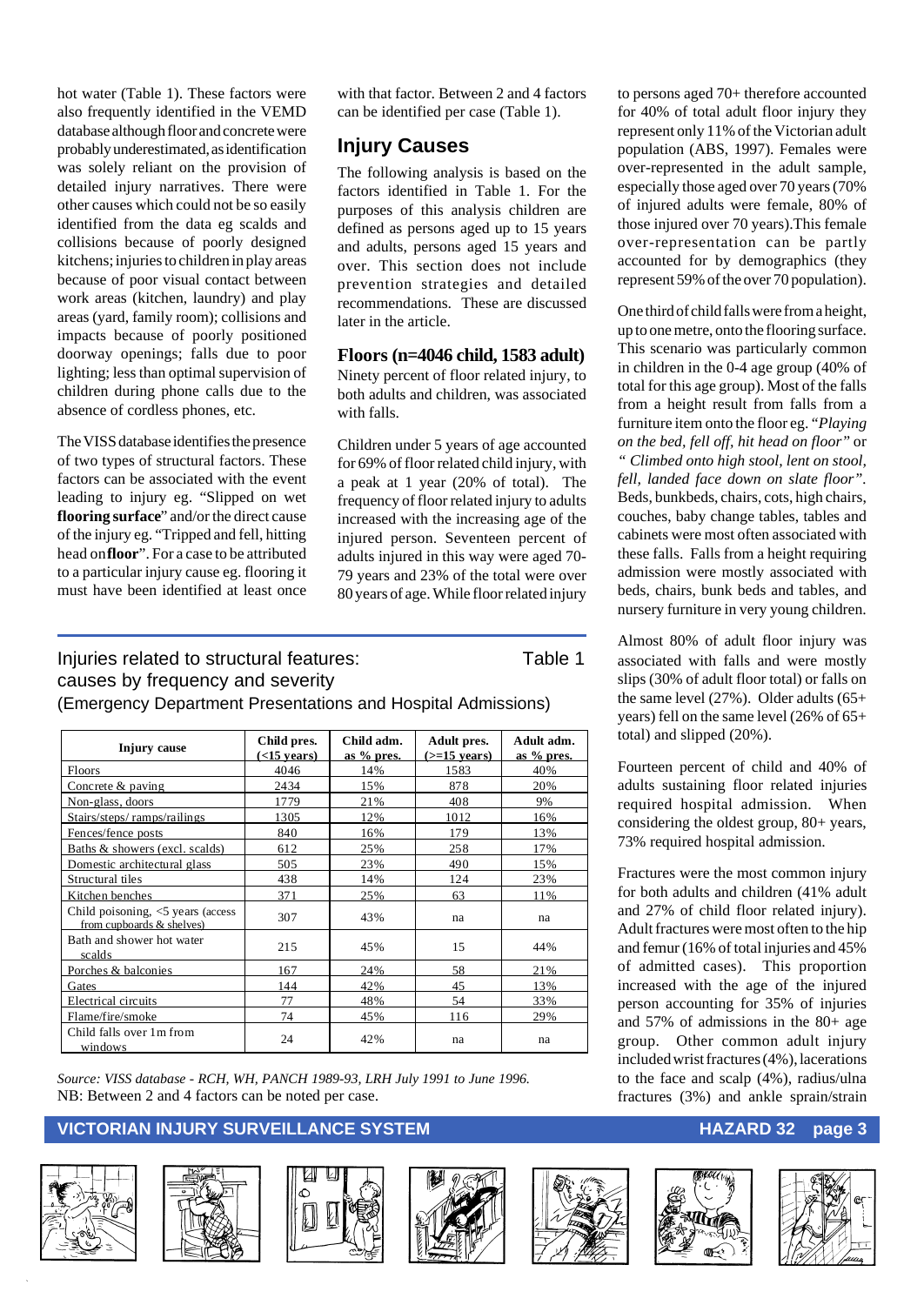hot water (Table 1). These factors were also frequently identified in the VEMD database although floor and concrete were probably underestimated, as identification was solely reliant on the provision of detailed injury narratives. There were other causes which could not be so easily identified from the data eg scalds and collisions because of poorly designed kitchens; injuries to children in play areas because of poor visual contact between work areas (kitchen, laundry) and play areas (yard, family room); collisions and impacts because of poorly positioned doorway openings; falls due to poor lighting; less than optimal supervision of children during phone calls due to the absence of cordless phones, etc.

The VISS database identifies the presence of two types of structural factors. These factors can be associated with the event leading to injury eg. "Slipped on wet **flooring surface**" and/or the direct cause of the injury eg. "Tripped and fell, hitting head on **floor**". For a case to be attributed to a particular injury cause eg. flooring it must have been identified at least once with that factor. Between 2 and 4 factors can be identified per case (Table 1).

## Injury Causes

The following analysis is based on the factors identified in Table 1. For the purposes of this analysis children are defined as persons aged up to 15 years and adults, persons aged 15 years and over. This section does not include prevention strategies and detailed recommendations. These are discussed later in the article.

### Floors (n=4046 child, 1583 adult)

Ninety percent of floor related injury, to both adults and children, was associated with falls.

Children under 5 years of age accounted for 69% of floor related child injury, with a peak at 1 year (20% of total). The frequency of floor related injury to adults increased with the increasing age of the injured person. Seventeen percent of adults injured in this way were aged 70-79 years and 23% of the total were over 80 years of age. While floor related injury to persons aged 70+ therefore accounted for 40% of total adult floor injury they represent only 11% of the Victorian adult population (ABS, 1997). Females were over-represented in the adult sample, especially those aged over 70 years (70% of injured adults were female, 80% of those injured over 70 years). This female over-representation can be partly accounted for by demographics (they represent 59% of the over 70 population).

One third of child falls were from a height, up to one metre, onto the flooring surface. This scenario was particularly common in children in the 0-4 age group (40% of total for this age group). Most of the falls from a height result from falls from a furniture item onto the floor eg. "*Playing on the bed, fell off, hit head on floor*" or "*Climbed onto high stool, lent on stool, fell, landed face down on slate floor*". Beds, bunkbeds, chairs, cots, high chairs, couches, baby change tables, tables and cabinets were most often associated with these falls. Falls from a height requiring admission were mostly associated with beds, chairs, bunk beds and tables, and nursery furniture in very young children.

Almost 80% of adult floor injury was associated with falls and were mostly slips (30% of adult floor total) or falls on the same level (27%). Older adults (65+ years) fell on the same level (26% of 65+ total) and slipped (20%).

Fourteen percent of child and 40% of adults sustaining floor related injuries required hospital admission. When considering the oldest group, 80+ years, 73% required hospital admission.

Fractures were the most common injury for both adults and children (41% adult and 27% of child floor related injury). Adult fractures were most often to the hip and femur (16% of total injuries and 45% of admitted cases). This proportion increased with the age of the injured person accounting for 35% of injuries and 57% of admissions in the 80+ age group. Other common adult injury included wrist fractures (4%), lacerations to the face and scalp (4%), radius/ulna fractures (3%) and ankle sprain/strain

**Injuries related to structural features: causes by frequency and severity** — Table 1
(Emergency Department Presentations and Hospital Admissions)

| Injury cause | Child pres. (<15 years) | Child adm. as % pres. | Adult pres. (>=15 years) | Adult adm. as % pres. |
|---|---|---|---|---|
| Floors | 4046 | 14% | 1583 | 40% |
| Concrete & paving | 2434 | 15% | 878 | 20% |
| Non-glass, doors | 1779 | 21% | 408 | 9% |
| Stairs/steps/ ramps/railings | 1305 | 12% | 1012 | 16% |
| Fences/fence posts | 840 | 16% | 179 | 13% |
| Baths & showers (excl. scalds) | 612 | 25% | 258 | 17% |
| Domestic architectural glass | 505 | 23% | 490 | 15% |
| Structural tiles | 438 | 14% | 124 | 23% |
| Kitchen benches | 371 | 25% | 63 | 11% |
| Child poisoning, <5 years (access from cupboards & shelves) | 307 | 43% | na | na |
| Bath and shower hot water scalds | 215 | 45% | 15 | 44% |
| Porches & balconies | 167 | 24% | 58 | 21% |
| Gates | 144 | 42% | 45 | 13% |
| Electrical circuits | 77 | 48% | 54 | 33% |
| Flame/fire/smoke | 74 | 45% | 116 | 29% |
| Child falls over 1m from windows | 24 | 42% | na | na |

*Source: VISS database - RCH, WH, PANCH 1989-93, LRH July 1991 to June 1996.*
NB: Between 2 and 4 factors can be noted per case.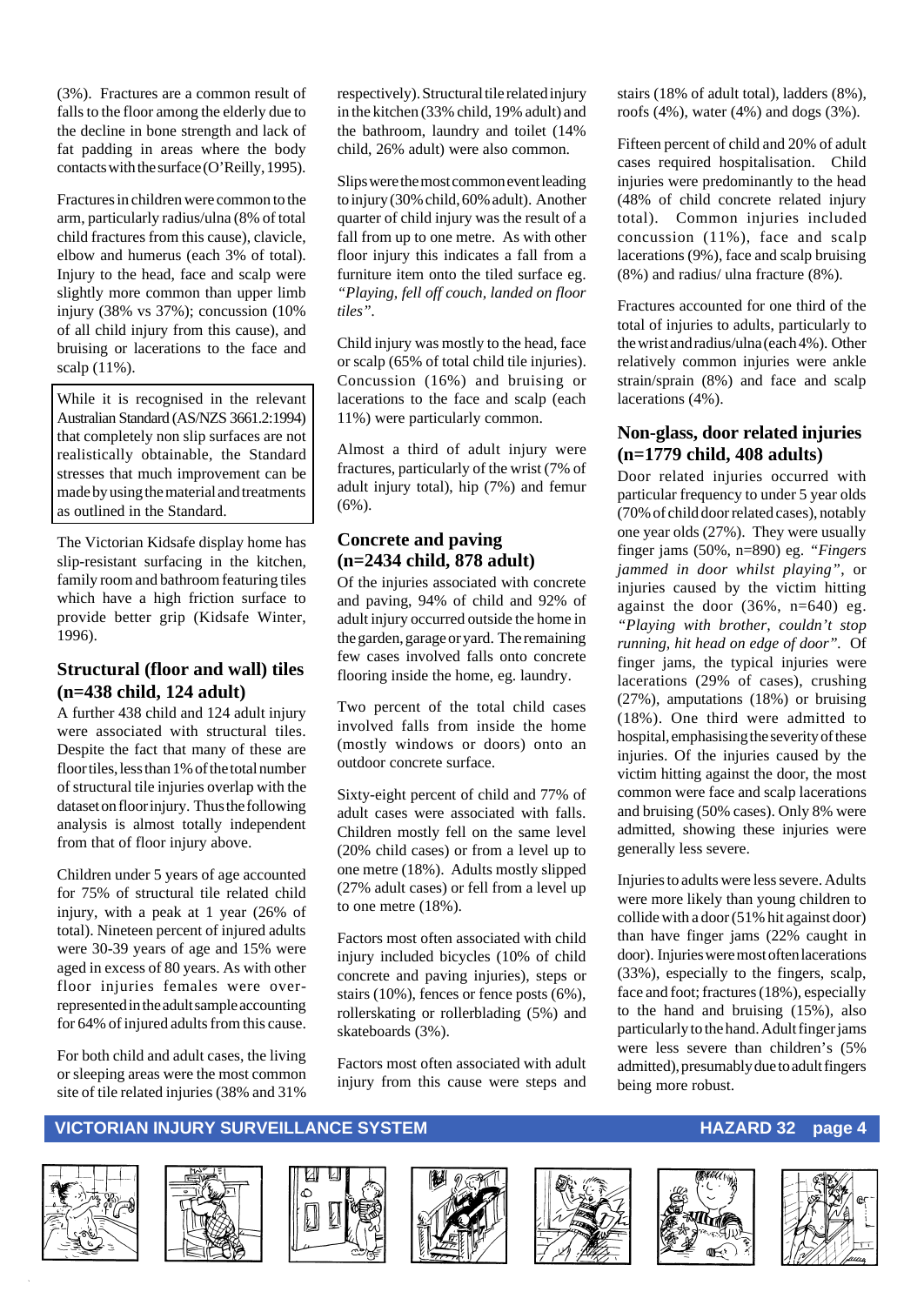(3%). Fractures are a common result of falls to the floor among the elderly due to the decline in bone strength and lack of fat padding in areas where the body contacts with the surface (O'Reilly, 1995).

Fractures in children were common to the arm, particularly radius/ulna (8% of total child fractures from this cause), clavicle, elbow and humerus (each 3% of total). Injury to the head, face and scalp were slightly more common than upper limb injury (38% vs 37%); concussion (10% of all child injury from this cause), and bruising or lacerations to the face and scalp (11%).

> While it is recognised in the relevant Australian Standard (AS/NZS 3661.2:1994) that completely non slip surfaces are not realistically obtainable, the Standard stresses that much improvement can be made by using the material and treatments as outlined in the Standard.

The Victorian Kidsafe display home has slip-resistant surfacing in the kitchen, family room and bathroom featuring tiles which have a high friction surface to provide better grip (Kidsafe Winter, 1996).

## Structural (floor and wall) tiles (n=438 child, 124 adult)

A further 438 child and 124 adult injury were associated with structural tiles. Despite the fact that many of these are floor tiles, less than 1% of the total number of structural tile injuries overlap with the dataset on floor injury. Thus the following analysis is almost totally independent from that of floor injury above.

Children under 5 years of age accounted for 75% of structural tile related child injury, with a peak at 1 year (26% of total). Nineteen percent of injured adults were 30-39 years of age and 15% were aged in excess of 80 years. As with other floor injuries females were over-represented in the adult sample accounting for 64% of injured adults from this cause.

For both child and adult cases, the living or sleeping areas were the most common site of tile related injuries (38% and 31% respectively). Structural tile related injury in the kitchen (33% child, 19% adult) and the bathroom, laundry and toilet (14% child, 26% adult) were also common.

Slips were the most common event leading to injury (30% child, 60% adult). Another quarter of child injury was the result of a fall from up to one metre. As with other floor injury this indicates a fall from a furniture item onto the tiled surface eg. *"Playing, fell off couch, landed on floor tiles"*.

Child injury was mostly to the head, face or scalp (65% of total child tile injuries). Concussion (16%) and bruising or lacerations to the face and scalp (each 11%) were particularly common.

Almost a third of adult injury were fractures, particularly of the wrist (7% of adult injury total), hip (7%) and femur (6%).

## Concrete and paving (n=2434 child, 878 adult)

Of the injuries associated with concrete and paving, 94% of child and 92% of adult injury occurred outside the home in the garden, garage or yard. The remaining few cases involved falls onto concrete flooring inside the home, eg. laundry.

Two percent of the total child cases involved falls from inside the home (mostly windows or doors) onto an outdoor concrete surface.

Sixty-eight percent of child and 77% of adult cases were associated with falls. Children mostly fell on the same level (20% child cases) or from a level up to one metre (18%). Adults mostly slipped (27% adult cases) or fell from a level up to one metre (18%).

Factors most often associated with child injury included bicycles (10% of child concrete and paving injuries), steps or stairs (10%), fences or fence posts (6%), rollerskating or rollerblading (5%) and skateboards (3%).

Factors most often associated with adult injury from this cause were steps and stairs (18% of adult total), ladders (8%), roofs (4%), water (4%) and dogs (3%).

Fifteen percent of child and 20% of adult cases required hospitalisation. Child injuries were predominantly to the head (48% of child concrete related injury total). Common injuries included concussion (11%), face and scalp lacerations (9%), face and scalp bruising (8%) and radius/ ulna fracture (8%).

Fractures accounted for one third of the total of injuries to adults, particularly to the wrist and radius/ulna (each 4%). Other relatively common injuries were ankle strain/sprain (8%) and face and scalp lacerations (4%).

## Non-glass, door related injuries (n=1779 child, 408 adults)

Door related injuries occurred with particular frequency to under 5 year olds (70% of child door related cases), notably one year olds (27%). They were usually finger jams (50%, n=890) eg. *"Fingers jammed in door whilst playing"*, or injuries caused by the victim hitting against the door (36%, n=640) eg. *"Playing with brother, couldn't stop running, hit head on edge of door"*. Of finger jams, the typical injuries were lacerations (29% of cases), crushing (27%), amputations (18%) or bruising (18%). One third were admitted to hospital, emphasising the severity of these injuries. Of the injuries caused by the victim hitting against the door, the most common were face and scalp lacerations and bruising (50% cases). Only 8% were admitted, showing these injuries were generally less severe.

Injuries to adults were less severe. Adults were more likely than young children to collide with a door (51% hit against door) than have finger jams (22% caught in door). Injuries were most often lacerations (33%), especially to the fingers, scalp, face and foot; fractures (18%), especially to the hand and bruising (15%), also particularly to the hand. Adult finger jams were less severe than children's (5% admitted), presumably due to adult fingers being more robust.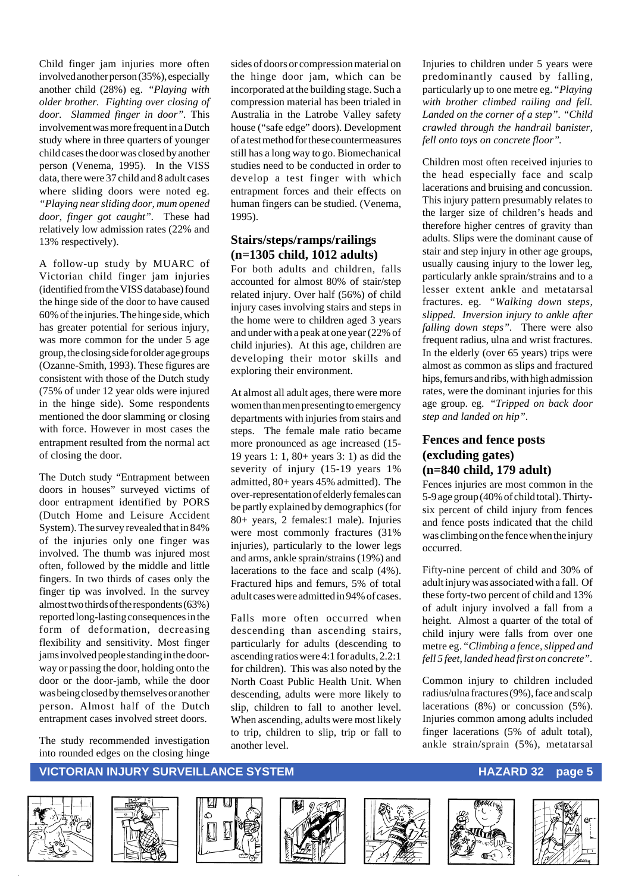Child finger jam injuries more often involved another person (35%), especially another child (28%) eg. *"Playing with older brother. Fighting over closing of door. Slammed finger in door"*. This involvement was more frequent in a Dutch study where in three quarters of younger child cases the door was closed by another person (Venema, 1995). In the VISS data, there were 37 child and 8 adult cases where sliding doors were noted eg. *"Playing near sliding door, mum opened door, finger got caught"*. These had relatively low admission rates (22% and 13% respectively).

A follow-up study by MUARC of Victorian child finger jam injuries (identified from the VISS database) found the hinge side of the door to have caused 60% of the injuries. The hinge side, which has greater potential for serious injury, was more common for the under 5 age group, the closing side for older age groups (Ozanne-Smith, 1993). These figures are consistent with those of the Dutch study (75% of under 12 year olds were injured in the hinge side). Some respondents mentioned the door slamming or closing with force. However in most cases the entrapment resulted from the normal act of closing the door.

The Dutch study "Entrapment between doors in houses" surveyed victims of door entrapment identified by PORS (Dutch Home and Leisure Accident System). The survey revealed that in 84% of the injuries only one finger was involved. The thumb was injured most often, followed by the middle and little fingers. In two thirds of cases only the finger tip was involved. In the survey almost two thirds of the respondents (63%) reported long-lasting consequences in the form of deformation, decreasing flexibility and sensitivity. Most finger jams involved people standing in the doorway or passing the door, holding onto the door or the door-jamb, while the door was being closed by themselves or another person. Almost half of the Dutch entrapment cases involved street doors.

The study recommended investigation into rounded edges on the closing hinge sides of doors or compression material on the hinge door jam, which can be incorporated at the building stage. Such a compression material has been trialed in Australia in the Latrobe Valley safety house ("safe edge" doors). Development of a test method for these countermeasures still has a long way to go. Biomechanical studies need to be conducted in order to develop a test finger with which entrapment forces and their effects on human fingers can be studied. (Venema, 1995).

## Stairs/steps/ramps/railings (n=1305 child, 1012 adults)

For both adults and children, falls accounted for almost 80% of stair/step related injury. Over half (56%) of child injury cases involving stairs and steps in the home were to children aged 3 years and under with a peak at one year (22% of child injuries). At this age, children are developing their motor skills and exploring their environment.

At almost all adult ages, there were more women than men presenting to emergency departments with injuries from stairs and steps. The female male ratio became more pronounced as age increased (15-19 years 1: 1, 80+ years 3: 1) as did the severity of injury (15-19 years 1% admitted, 80+ years 45% admitted). The over-representation of elderly females can be partly explained by demographics (for 80+ years, 2 females:1 male). Injuries were most commonly fractures (31% injuries), particularly to the lower legs and arms, ankle sprain/strains (19%) and lacerations to the face and scalp (4%). Fractured hips and femurs, 5% of total adult cases were admitted in 94% of cases.

Falls more often occurred when descending than ascending stairs, particularly for adults (descending to ascending ratios were 4:1 for adults, 2.2:1 for children). This was also noted by the North Coast Public Health Unit. When descending, adults were more likely to slip, children to fall to another level. When ascending, adults were most likely to trip, children to slip, trip or fall to another level.

Injuries to children under 5 years were predominantly caused by falling, particularly up to one metre eg. *"Playing with brother climbed railing and fell. Landed on the corner of a step"*. *"Child crawled through the handrail banister, fell onto toys on concrete floor"*.

Children most often received injuries to the head especially face and scalp lacerations and bruising and concussion. This injury pattern presumably relates to the larger size of children's heads and therefore higher centres of gravity than adults. Slips were the dominant cause of stair and step injury in other age groups, usually causing injury to the lower leg, particularly ankle sprain/strains and to a lesser extent ankle and metatarsal fractures. eg. *"Walking down steps, slipped. Inversion injury to ankle after falling down steps"*. There were also frequent radius, ulna and wrist fractures. In the elderly (over 65 years) trips were almost as common as slips and fractured hips, femurs and ribs, with high admission rates, were the dominant injuries for this age group. eg. *"Tripped on back door step and landed on hip"*.

## Fences and fence posts (excluding gates) (n=840 child, 179 adult)

Fences injuries are most common in the 5-9 age group (40% of child total). Thirty-six percent of child injury from fences and fence posts indicated that the child was climbing on the fence when the injury occurred.

Fifty-nine percent of child and 30% of adult injury was associated with a fall. Of these forty-two percent of child and 13% of adult injury involved a fall from a height. Almost a quarter of the total of child injury were falls from over one metre eg. *"Climbing a fence, slipped and fell 5 feet, landed head first on concrete"*.

Common injury to children included radius/ulna fractures (9%), face and scalp lacerations (8%) or concussion (5%). Injuries common among adults included finger lacerations (5% of adult total), ankle strain/sprain (5%), metatarsal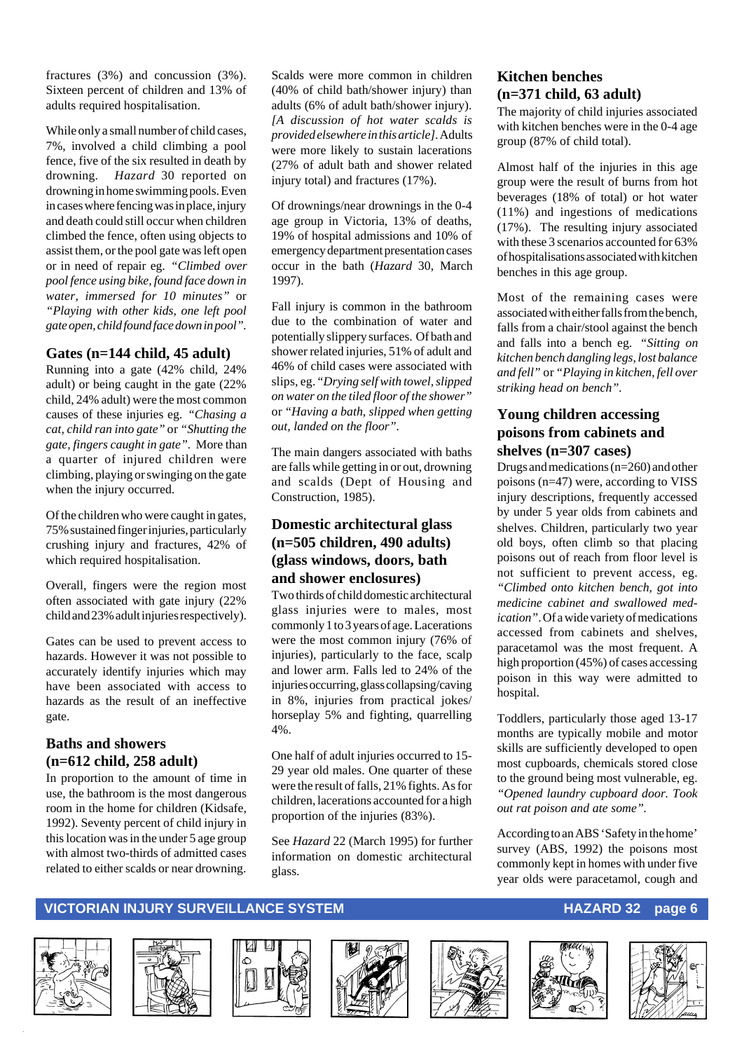fractures (3%) and concussion (3%). Sixteen percent of children and 13% of adults required hospitalisation.

While only a small number of child cases, 7%, involved a child climbing a pool fence, five of the six resulted in death by drowning. *Hazard* 30 reported on drowning in home swimming pools. Even in cases where fencing was in place, injury and death could still occur when children climbed the fence, often using objects to assist them, or the pool gate was left open or in need of repair eg. *"Climbed over pool fence using bike, found face down in water, immersed for 10 minutes"* or *"Playing with other kids, one left pool gate open, child found face down in pool"*.

### Gates (n=144 child, 45 adult)

Running into a gate (42% child, 24% adult) or being caught in the gate (22% child, 24% adult) were the most common causes of these injuries eg. *"Chasing a cat, child ran into gate"* or *"Shutting the gate, fingers caught in gate"*. More than a quarter of injured children were climbing, playing or swinging on the gate when the injury occurred.

Of the children who were caught in gates, 75% sustained finger injuries, particularly crushing injury and fractures, 42% of which required hospitalisation.

Overall, fingers were the region most often associated with gate injury (22% child and 23% adult injuries respectively).

Gates can be used to prevent access to hazards. However it was not possible to accurately identify injuries which may have been associated with access to hazards as the result of an ineffective gate.

### Baths and showers (n=612 child, 258 adult)

In proportion to the amount of time in use, the bathroom is the most dangerous room in the home for children (Kidsafe, 1992). Seventy percent of child injury in this location was in the under 5 age group with almost two-thirds of admitted cases related to either scalds or near drowning. Scalds were more common in children (40% of child bath/shower injury) than adults (6% of adult bath/shower injury). *[A discussion of hot water scalds is provided elsewhere in this article]*. Adults were more likely to sustain lacerations (27% of adult bath and shower related injury total) and fractures (17%).

Of drownings/near drownings in the 0-4 age group in Victoria, 13% of deaths, 19% of hospital admissions and 10% of emergency department presentation cases occur in the bath (*Hazard* 30, March 1997).

Fall injury is common in the bathroom due to the combination of water and potentially slippery surfaces. Of bath and shower related injuries, 51% of adult and 46% of child cases were associated with slips, eg. *"Drying self with towel, slipped on water on the tiled floor of the shower"* or *"Having a bath, slipped when getting out, landed on the floor"*.

The main dangers associated with baths are falls while getting in or out, drowning and scalds (Dept of Housing and Construction, 1985).

### Domestic architectural glass (n=505 children, 490 adults) (glass windows, doors, bath and shower enclosures)

Two thirds of child domestic architectural glass injuries were to males, most commonly 1 to 3 years of age. Lacerations were the most common injury (76% of injuries), particularly to the face, scalp and lower arm. Falls led to 24% of the injuries occurring, glass collapsing/caving in 8%, injuries from practical jokes/ horseplay 5% and fighting, quarrelling 4%.

One half of adult injuries occurred to 15-29 year old males. One quarter of these were the result of falls, 21% fights. As for children, lacerations accounted for a high proportion of the injuries (83%).

See *Hazard* 22 (March 1995) for further information on domestic architectural glass.

### Kitchen benches (n=371 child, 63 adult)

The majority of child injuries associated with kitchen benches were in the 0-4 age group (87% of child total).

Almost half of the injuries in this age group were the result of burns from hot beverages (18% of total) or hot water (11%) and ingestions of medications (17%). The resulting injury associated with these 3 scenarios accounted for 63% of hospitalisations associated with kitchen benches in this age group.

Most of the remaining cases were associated with either falls from the bench, falls from a chair/stool against the bench and falls into a bench eg. *"Sitting on kitchen bench dangling legs, lost balance and fell"* or *"Playing in kitchen, fell over striking head on bench"*.

### Young children accessing poisons from cabinets and shelves (n=307 cases)

Drugs and medications (n=260) and other poisons (n=47) were, according to VISS injury descriptions, frequently accessed by under 5 year olds from cabinets and shelves. Children, particularly two year old boys, often climb so that placing poisons out of reach from floor level is not sufficient to prevent access, eg. *"Climbed onto kitchen bench, got into medicine cabinet and swallowed medication"*. Of a wide variety of medications accessed from cabinets and shelves, paracetamol was the most frequent. A high proportion (45%) of cases accessing poison in this way were admitted to hospital.

Toddlers, particularly those aged 13-17 months are typically mobile and motor skills are sufficiently developed to open most cupboards, chemicals stored close to the ground being most vulnerable, eg. *"Opened laundry cupboard door. Took out rat poison and ate some"*.

According to an ABS 'Safety in the home' survey (ABS, 1992) the poisons most commonly kept in homes with under five year olds were paracetamol, cough and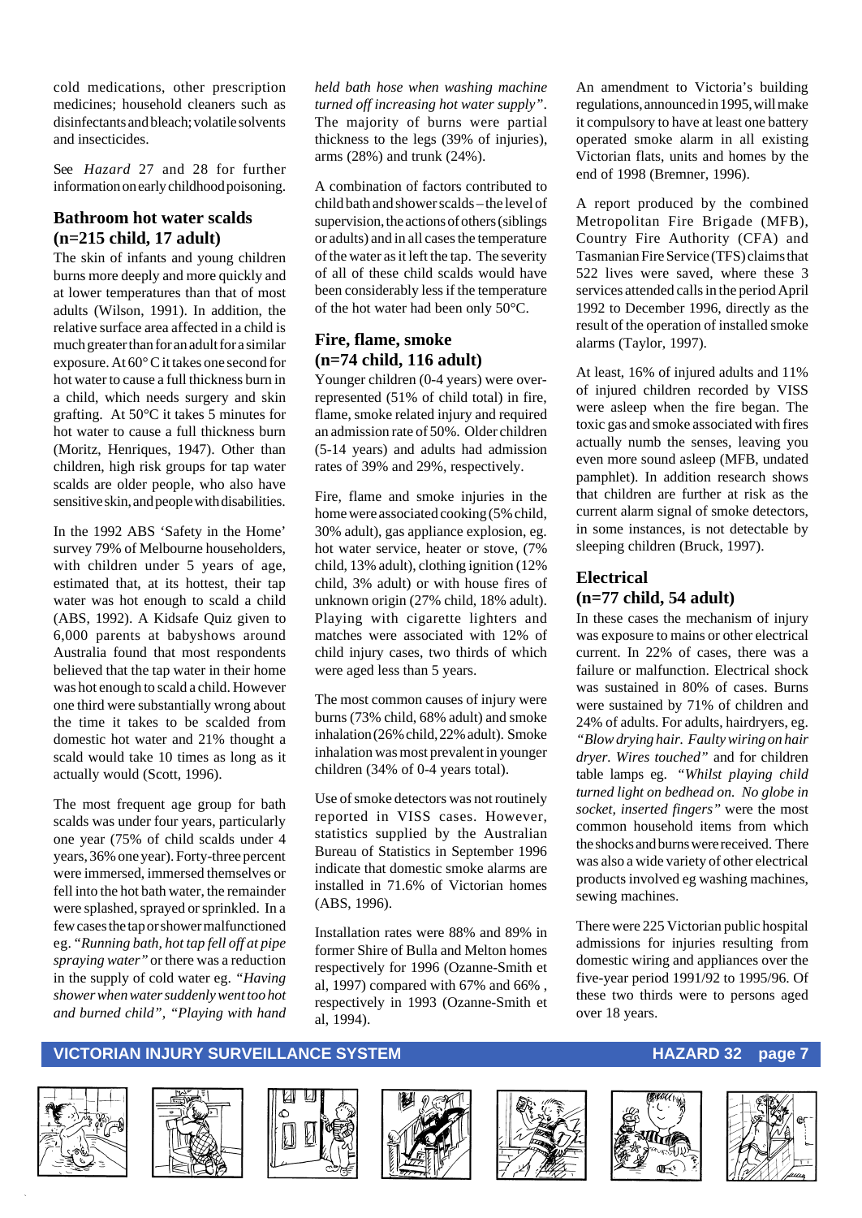cold medications, other prescription medicines; household cleaners such as disinfectants and bleach; volatile solvents and insecticides.

See *Hazard* 27 and 28 for further information on early childhood poisoning.

## Bathroom hot water scalds (n=215 child, 17 adult)

The skin of infants and young children burns more deeply and more quickly and at lower temperatures than that of most adults (Wilson, 1991). In addition, the relative surface area affected in a child is much greater than for an adult for a similar exposure. At 60° C it takes one second for hot water to cause a full thickness burn in a child, which needs surgery and skin grafting. At 50°C it takes 5 minutes for hot water to cause a full thickness burn (Moritz, Henriques, 1947). Other than children, high risk groups for tap water scalds are older people, who also have sensitive skin, and people with disabilities.

In the 1992 ABS 'Safety in the Home' survey 79% of Melbourne householders, with children under 5 years of age, estimated that, at its hottest, their tap water was hot enough to scald a child (ABS, 1992). A Kidsafe Quiz given to 6,000 parents at babyshows around Australia found that most respondents believed that the tap water in their home was hot enough to scald a child. However one third were substantially wrong about the time it takes to be scalded from domestic hot water and 21% thought a scald would take 10 times as long as it actually would (Scott, 1996).

The most frequent age group for bath scalds was under four years, particularly one year (75% of child scalds under 4 years, 36% one year). Forty-three percent were immersed, immersed themselves or fell into the hot bath water, the remainder were splashed, sprayed or sprinkled. In a few cases the tap or shower malfunctioned eg. *"Running bath, hot tap fell off at pipe spraying water"* or there was a reduction in the supply of cold water eg. *"Having shower when water suddenly went too hot and burned child"*, *"Playing with hand held bath hose when washing machine turned off increasing hot water supply"*. The majority of burns were partial thickness to the legs (39% of injuries), arms (28%) and trunk (24%).

A combination of factors contributed to child bath and shower scalds – the level of supervision, the actions of others (siblings or adults) and in all cases the temperature of the water as it left the tap. The severity of all of these child scalds would have been considerably less if the temperature of the hot water had been only 50°C.

## Fire, flame, smoke (n=74 child, 116 adult)

Younger children (0-4 years) were over-represented (51% of child total) in fire, flame, smoke related injury and required an admission rate of 50%. Older children (5-14 years) and adults had admission rates of 39% and 29%, respectively.

Fire, flame and smoke injuries in the home were associated cooking (5% child, 30% adult), gas appliance explosion, eg. hot water service, heater or stove, (7% child, 13% adult), clothing ignition (12% child, 3% adult) or with house fires of unknown origin (27% child, 18% adult). Playing with cigarette lighters and matches were associated with 12% of child injury cases, two thirds of which were aged less than 5 years.

The most common causes of injury were burns (73% child, 68% adult) and smoke inhalation (26% child, 22% adult). Smoke inhalation was most prevalent in younger children (34% of 0-4 years total).

Use of smoke detectors was not routinely reported in VISS cases. However, statistics supplied by the Australian Bureau of Statistics in September 1996 indicate that domestic smoke alarms are installed in 71.6% of Victorian homes (ABS, 1996).

Installation rates were 88% and 89% in former Shire of Bulla and Melton homes respectively for 1996 (Ozanne-Smith et al, 1997) compared with 67% and 66% , respectively in 1993 (Ozanne-Smith et al, 1994).

An amendment to Victoria's building regulations, announced in 1995, will make it compulsory to have at least one battery operated smoke alarm in all existing Victorian flats, units and homes by the end of 1998 (Bremner, 1996).

A report produced by the combined Metropolitan Fire Brigade (MFB), Country Fire Authority (CFA) and Tasmanian Fire Service (TFS) claims that 522 lives were saved, where these 3 services attended calls in the period April 1992 to December 1996, directly as the result of the operation of installed smoke alarms (Taylor, 1997).

At least, 16% of injured adults and 11% of injured children recorded by VISS were asleep when the fire began. The toxic gas and smoke associated with fires actually numb the senses, leaving you even more sound asleep (MFB, undated pamphlet). In addition research shows that children are further at risk as the current alarm signal of smoke detectors, in some instances, is not detectable by sleeping children (Bruck, 1997).

## Electrical (n=77 child, 54 adult)

In these cases the mechanism of injury was exposure to mains or other electrical current. In 22% of cases, there was a failure or malfunction. Electrical shock was sustained in 80% of cases. Burns were sustained by 71% of children and 24% of adults. For adults, hairdryers, eg. *"Blow drying hair. Faulty wiring on hair dryer. Wires touched"* and for children table lamps eg. *"Whilst playing child turned light on bedhead on. No globe in socket, inserted fingers"* were the most common household items from which the shocks and burns were received. There was also a wide variety of other electrical products involved eg washing machines, sewing machines.

There were 225 Victorian public hospital admissions for injuries resulting from domestic wiring and appliances over the five-year period 1991/92 to 1995/96. Of these two thirds were to persons aged over 18 years.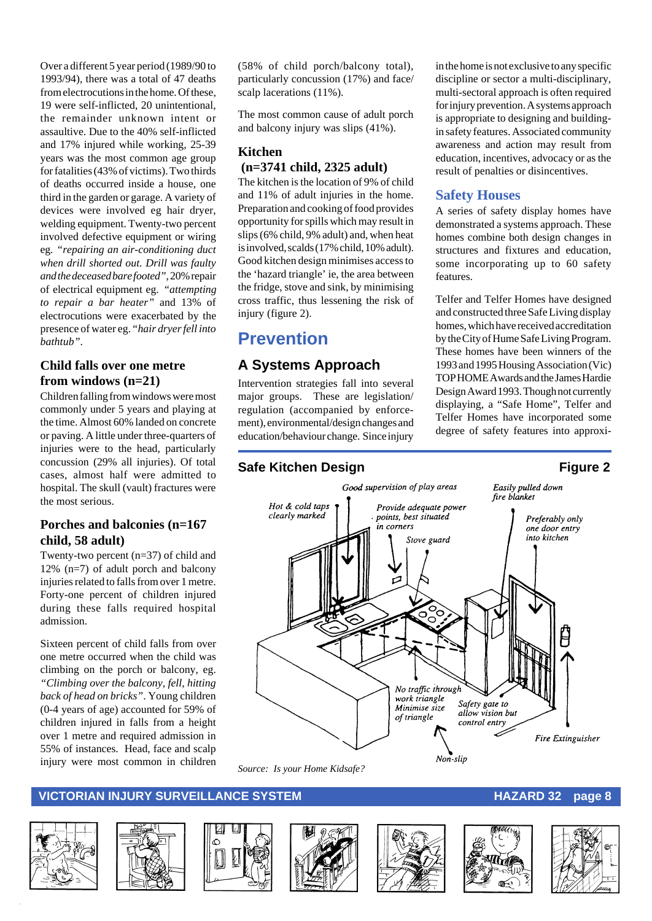Over a different 5 year period (1989/90 to 1993/94), there was a total of 47 deaths from electrocutions in the home. Of these, 19 were self-inflicted, 20 unintentional, the remainder unknown intent or assaultive. Due to the 40% self-inflicted and 17% injured while working, 25-39 years was the most common age group for fatalities (43% of victims). Two thirds of deaths occurred inside a house, one third in the garden or garage. A variety of devices were involved eg hair dryer, welding equipment. Twenty-two percent involved defective equipment or wiring eg. *"repairing an air-conditioning duct when drill shorted out. Drill was faulty and the deceased bare footed"*, 20% repair of electrical equipment eg. *"attempting to repair a bar heater"* and 13% of electrocutions were exacerbated by the presence of water eg. *"hair dryer fell into bathtub"*.

### Child falls over one metre from windows (n=21)

Children falling from windows were most commonly under 5 years and playing at the time. Almost 60% landed on concrete or paving. A little under three-quarters of injuries were to the head, particularly concussion (29% all injuries). Of total cases, almost half were admitted to hospital. The skull (vault) fractures were the most serious.

### Porches and balconies (n=167 child, 58 adult)

Twenty-two percent (n=37) of child and 12% (n=7) of adult porch and balcony injuries related to falls from over 1 metre. Forty-one percent of children injured during these falls required hospital admission.

Sixteen percent of child falls from over one metre occurred when the child was climbing on the porch or balcony, eg. *"Climbing over the balcony, fell, hitting back of head on bricks"*. Young children (0-4 years of age) accounted for 59% of children injured in falls from a height over 1 metre and required admission in 55% of instances. Head, face and scalp injury were most common in children (58% of child porch/balcony total), particularly concussion (17%) and face/scalp lacerations (11%).

The most common cause of adult porch and balcony injury was slips (41%).

### Kitchen (n=3741 child, 2325 adult)

The kitchen is the location of 9% of child and 11% of adult injuries in the home. Preparation and cooking of food provides opportunity for spills which may result in slips (6% child, 9% adult) and, when heat is involved, scalds (17% child, 10% adult). Good kitchen design minimises access to the 'hazard triangle' ie, the area between the fridge, stove and sink, by minimising cross traffic, thus lessening the risk of injury (figure 2).

## Prevention

### A Systems Approach

Intervention strategies fall into several major groups. These are legislation/regulation (accompanied by enforcement), environmental/design changes and education/behaviour change. Since injury in the home is not exclusive to any specific discipline or sector a multi-disciplinary, multi-sectoral approach is often required for injury prevention. A systems approach is appropriate to designing and building-in safety features. Associated community awareness and action may result from education, incentives, advocacy or as the result of penalties or disincentives.

### Safety Houses

A series of safety display homes have demonstrated a systems approach. These homes combine both design changes in structures and fixtures and education, some incorporating up to 60 safety features.

Telfer and Telfer Homes have designed and constructed three Safe Living display homes, which have received accreditation by the City of Hume Safe Living Program. These homes have been winners of the 1993 and 1995 Housing Association (Vic) TOP HOME Awards and the James Hardie Design Award 1993. Though not currently displaying, a "Safe Home", Telfer and Telfer Homes have incorporated some degree of safety features into approxi-

**Safe Kitchen Design** — **Figure 2**

*Good supervision of play areas* · *Easily pulled down fire blanket* · *Hot & cold taps clearly marked* · *Provide adequate power points, best situated in corners* · *Preferably only one door entry into kitchen* · *Stove guard* · *No traffic through work triangle. Minimise size of triangle* · *Safety gate to allow vision but control entry* · *Fire Extinguisher* · *Non-slip*

*Source: Is your Home Kidsafe?*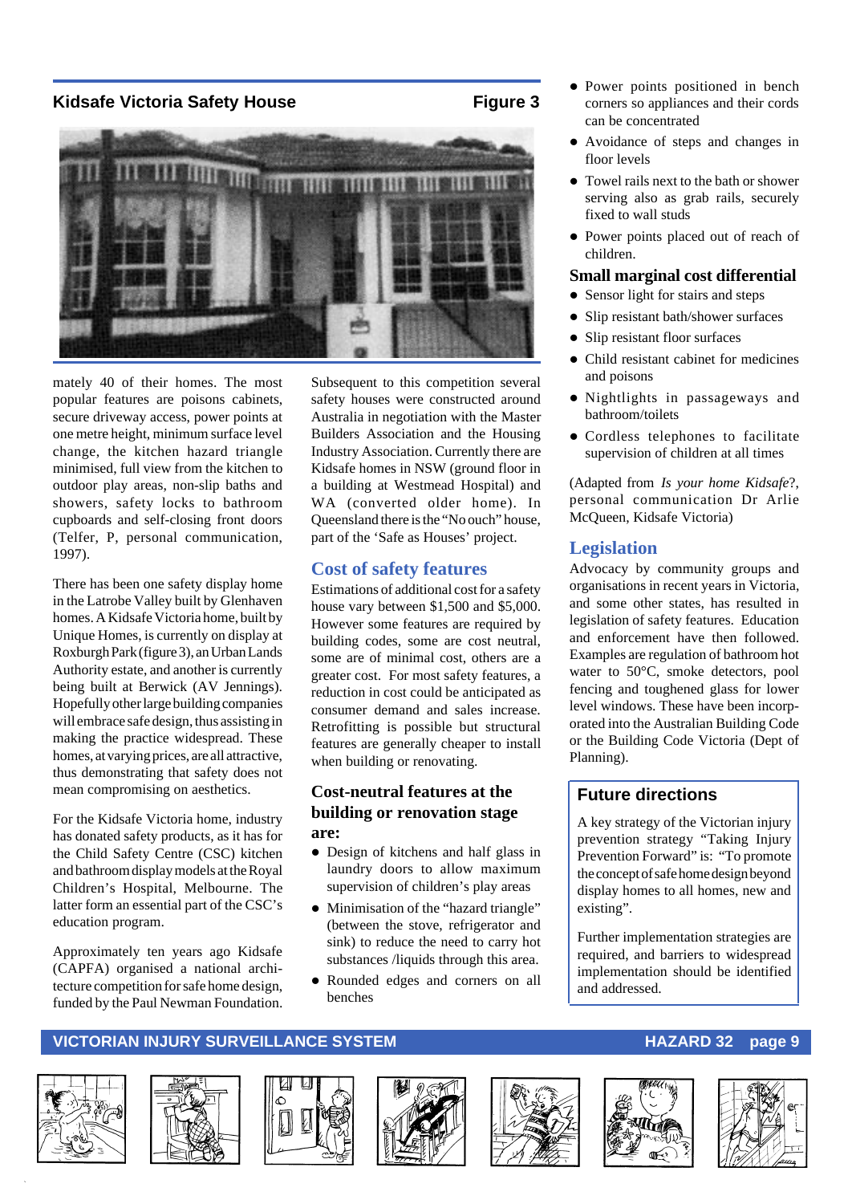**Kidsafe Victoria Safety House** **Figure 3**

mately 40 of their homes. The most popular features are poisons cabinets, secure driveway access, power points at one metre height, minimum surface level change, the kitchen hazard triangle minimised, full view from the kitchen to outdoor play areas, non-slip baths and showers, safety locks to bathroom cupboards and self-closing front doors (Telfer, P, personal communication, 1997).

There has been one safety display home in the Latrobe Valley built by Glenhaven homes. A Kidsafe Victoria home, built by Unique Homes, is currently on display at Roxburgh Park (figure 3), an Urban Lands Authority estate, and another is currently being built at Berwick (AV Jennings). Hopefully other large building companies will embrace safe design, thus assisting in making the practice widespread. These homes, at varying prices, are all attractive, thus demonstrating that safety does not mean compromising on aesthetics.

For the Kidsafe Victoria home, industry has donated safety products, as it has for the Child Safety Centre (CSC) kitchen and bathroom display models at the Royal Children's Hospital, Melbourne. The latter form an essential part of the CSC's education program.

Approximately ten years ago Kidsafe (CAPFA) organised a national architecture competition for safe home design, funded by the Paul Newman Foundation. Subsequent to this competition several safety houses were constructed around Australia in negotiation with the Master Builders Association and the Housing Industry Association. Currently there are Kidsafe homes in NSW (ground floor in a building at Westmead Hospital) and WA (converted older home). In Queensland there is the "No ouch" house, part of the 'Safe as Houses' project.

## Cost of safety features

Estimations of additional cost for a safety house vary between $1,500 and $5,000. However some features are required by building codes, some are cost neutral, some are of minimal cost, others are a greater cost. For most safety features, a reduction in cost could be anticipated as consumer demand and sales increase. Retrofitting is possible but structural features are generally cheaper to install when building or renovating.

### Cost-neutral features at the building or renovation stage are:

- Design of kitchens and half glass in laundry doors to allow maximum supervision of children's play areas
- Minimisation of the "hazard triangle" (between the stove, refrigerator and sink) to reduce the need to carry hot substances /liquids through this area.
- Rounded edges and corners on all benches
- Power points positioned in bench corners so appliances and their cords can be concentrated
- Avoidance of steps and changes in floor levels
- Towel rails next to the bath or shower serving also as grab rails, securely fixed to wall studs
- Power points placed out of reach of children.

### Small marginal cost differential

- Sensor light for stairs and steps
- Slip resistant bath/shower surfaces
- Slip resistant floor surfaces
- Child resistant cabinet for medicines and poisons
- Nightlights in passageways and bathroom/toilets
- Cordless telephones to facilitate supervision of children at all times

(Adapted from *Is your home Kidsafe*?, personal communication Dr Arlie McQueen, Kidsafe Victoria)

## Legislation

Advocacy by community groups and organisations in recent years in Victoria, and some other states, has resulted in legislation of safety features. Education and enforcement have then followed. Examples are regulation of bathroom hot water to 50°C, smoke detectors, pool fencing and toughened glass for lower level windows. These have been incorporated into the Australian Building Code or the Building Code Victoria (Dept of Planning).

## Future directions

A key strategy of the Victorian injury prevention strategy "Taking Injury Prevention Forward" is: "To promote the concept of safe home design beyond display homes to all homes, new and existing".

Further implementation strategies are required, and barriers to widespread implementation should be identified and addressed.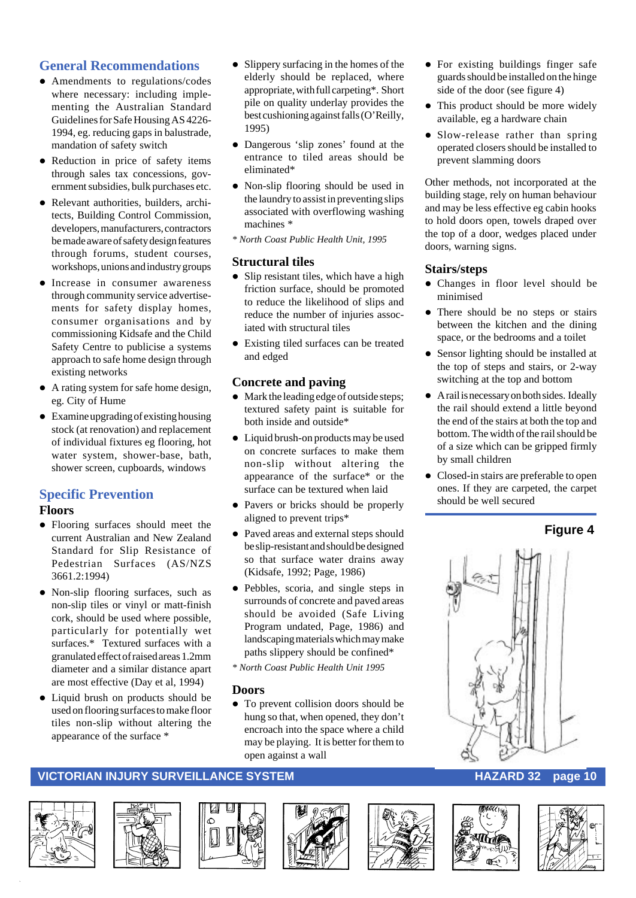## General Recommendations

- Amendments to regulations/codes where necessary: including implementing the Australian Standard Guidelines for Safe Housing AS 4226-1994, eg. reducing gaps in balustrade, mandation of safety switch
- Reduction in price of safety items through sales tax concessions, government subsidies, bulk purchases etc.
- Relevant authorities, builders, architects, Building Control Commission, developers, manufacturers, contractors be made aware of safety design features through forums, student courses, workshops, unions and industry groups
- Increase in consumer awareness through community service advertisements for safety display homes, consumer organisations and by commissioning Kidsafe and the Child Safety Centre to publicise a systems approach to safe home design through existing networks
- A rating system for safe home design, eg. City of Hume
- Examine upgrading of existing housing stock (at renovation) and replacement of individual fixtures eg flooring, hot water system, shower-base, bath, shower screen, cupboards, windows

## Specific Prevention

### Floors

- Flooring surfaces should meet the current Australian and New Zealand Standard for Slip Resistance of Pedestrian Surfaces (AS/NZS 3661.2:1994)
- Non-slip flooring surfaces, such as non-slip tiles or vinyl or matt-finish cork, should be used where possible, particularly for potentially wet surfaces.* Textured surfaces with a granulated effect of raised areas 1.2mm diameter and a similar distance apart are most effective (Day et al, 1994)
- Liquid brush on products should be used on flooring surfaces to make floor tiles non-slip without altering the appearance of the surface *
- Slippery surfacing in the homes of the elderly should be replaced, where appropriate, with full carpeting*. Short pile on quality underlay provides the best cushioning against falls (O'Reilly, 1995)
- Dangerous 'slip zones' found at the entrance to tiled areas should be eliminated*
- Non-slip flooring should be used in the laundry to assist in preventing slips associated with overflowing washing machines *

*\* North Coast Public Health Unit, 1995*

### Structural tiles

- Slip resistant tiles, which have a high friction surface, should be promoted to reduce the likelihood of slips and reduce the number of injuries associated with structural tiles
- Existing tiled surfaces can be treated and edged

### Concrete and paving

- Mark the leading edge of outside steps; textured safety paint is suitable for both inside and outside*
- Liquid brush-on products may be used on concrete surfaces to make them non-slip without altering the appearance of the surface* or the surface can be textured when laid
- Pavers or bricks should be properly aligned to prevent trips*
- Paved areas and external steps should be slip-resistant and should be designed so that surface water drains away (Kidsafe, 1992; Page, 1986)
- Pebbles, scoria, and single steps in surrounds of concrete and paved areas should be avoided (Safe Living Program undated, Page, 1986) and landscaping materials which may make paths slippery should be confined*

*\* North Coast Public Health Unit 1995*

### Doors

- To prevent collision doors should be hung so that, when opened, they don't encroach into the space where a child may be playing. It is better for them to open against a wall
- For existing buildings finger safe guards should be installed on the hinge side of the door (see figure 4)
- This product should be more widely available, eg a hardware chain
- Slow-release rather than spring operated closers should be installed to prevent slamming doors

Other methods, not incorporated at the building stage, rely on human behaviour and may be less effective eg cabin hooks to hold doors open, towels draped over the top of a door, wedges placed under doors, warning signs.

### Stairs/steps

- Changes in floor level should be minimised
- There should be no steps or stairs between the kitchen and the dining space, or the bedrooms and a toilet
- Sensor lighting should be installed at the top of steps and stairs, or 2-way switching at the top and bottom
- A rail is necessary on both sides. Ideally the rail should extend a little beyond the end of the stairs at both the top and bottom. The width of the rail should be of a size which can be gripped firmly by small children
- Closed-in stairs are preferable to open ones. If they are carpeted, the carpet should be well secured

**Figure 4**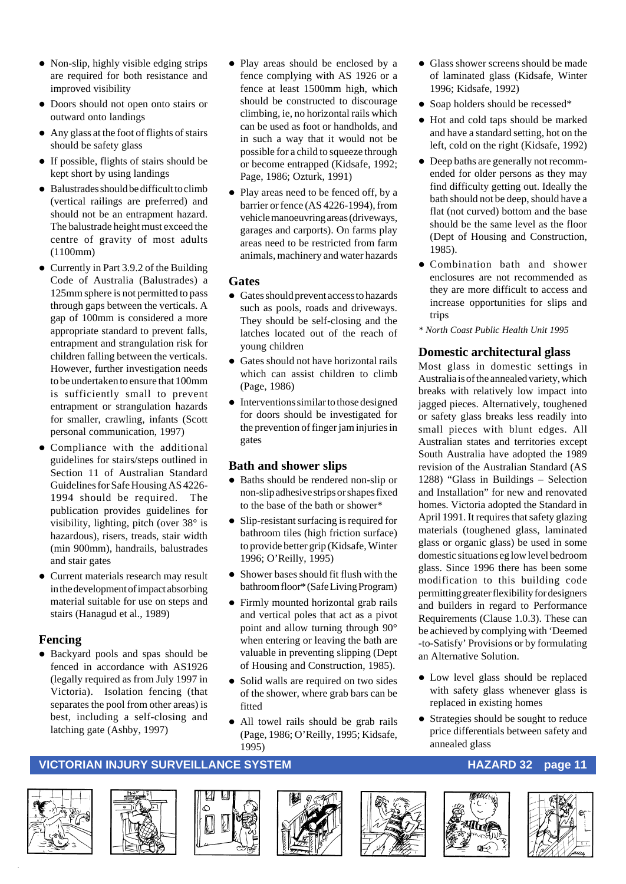- Non-slip, highly visible edging strips are required for both resistance and improved visibility
- Doors should not open onto stairs or outward onto landings
- Any glass at the foot of flights of stairs should be safety glass
- If possible, flights of stairs should be kept short by using landings
- Balustrades should be difficult to climb (vertical railings are preferred) and should not be an entrapment hazard. The balustrade height must exceed the centre of gravity of most adults (1100mm)
- Currently in Part 3.9.2 of the Building Code of Australia (Balustrades) a 125mm sphere is not permitted to pass through gaps between the verticals. A gap of 100mm is considered a more appropriate standard to prevent falls, entrapment and strangulation risk for children falling between the verticals. However, further investigation needs to be undertaken to ensure that 100mm is sufficiently small to prevent entrapment or strangulation hazards for smaller, crawling, infants (Scott personal communication, 1997)
- Compliance with the additional guidelines for stairs/steps outlined in Section 11 of Australian Standard Guidelines for Safe Housing AS 4226-1994 should be required. The publication provides guidelines for visibility, lighting, pitch (over 38° is hazardous), risers, treads, stair width (min 900mm), handrails, balustrades and stair gates
- Current materials research may result in the development of impact absorbing material suitable for use on steps and stairs (Hanagud et al., 1989)

## Fencing

- Backyard pools and spas should be fenced in accordance with AS1926 (legally required as from July 1997 in Victoria). Isolation fencing (that separates the pool from other areas) is best, including a self-closing and latching gate (Ashby, 1997)
- Play areas should be enclosed by a fence complying with AS 1926 or a fence at least 1500mm high, which should be constructed to discourage climbing, ie, no horizontal rails which can be used as foot or handholds, and in such a way that it would not be possible for a child to squeeze through or become entrapped (Kidsafe, 1992; Page, 1986; Ozturk, 1991)
- Play areas need to be fenced off, by a barrier or fence (AS 4226-1994), from vehicle manoeuvring areas (driveways, garages and carports). On farms play areas need to be restricted from farm animals, machinery and water hazards

## Gates

- Gates should prevent access to hazards such as pools, roads and driveways. They should be self-closing and the latches located out of the reach of young children
- Gates should not have horizontal rails which can assist children to climb (Page, 1986)
- Interventions similar to those designed for doors should be investigated for the prevention of finger jam injuries in gates

## Bath and shower slips

- Baths should be rendered non-slip or non-slip adhesive strips or shapes fixed to the base of the bath or shower*
- Slip-resistant surfacing is required for bathroom tiles (high friction surface) to provide better grip (Kidsafe, Winter 1996; O'Reilly, 1995)
- Shower bases should fit flush with the bathroom floor* (Safe Living Program)
- Firmly mounted horizontal grab rails and vertical poles that act as a pivot point and allow turning through 90° when entering or leaving the bath are valuable in preventing slipping (Dept of Housing and Construction, 1985).
- Solid walls are required on two sides of the shower, where grab bars can be fitted
- All towel rails should be grab rails (Page, 1986; O'Reilly, 1995; Kidsafe, 1995)
- Glass shower screens should be made of laminated glass (Kidsafe, Winter 1996; Kidsafe, 1992)
- Soap holders should be recessed*
- Hot and cold taps should be marked and have a standard setting, hot on the left, cold on the right (Kidsafe, 1992)
- Deep baths are generally not recommended for older persons as they may find difficulty getting out. Ideally the bath should not be deep, should have a flat (not curved) bottom and the base should be the same level as the floor (Dept of Housing and Construction, 1985).
- Combination bath and shower enclosures are not recommended as they are more difficult to access and increase opportunities for slips and trips

*\* North Coast Public Health Unit 1995*

## Domestic architectural glass

Most glass in domestic settings in Australia is of the annealed variety, which breaks with relatively low impact into jagged pieces. Alternatively, toughened or safety glass breaks less readily into small pieces with blunt edges. All Australian states and territories except South Australia have adopted the 1989 revision of the Australian Standard (AS 1288) "Glass in Buildings – Selection and Installation" for new and renovated homes. Victoria adopted the Standard in April 1991. It requires that safety glazing materials (toughened glass, laminated glass or organic glass) be used in some domestic situations eg low level bedroom glass. Since 1996 there has been some modification to this building code permitting greater flexibility for designers and builders in regard to Performance Requirements (Clause 1.0.3). These can be achieved by complying with 'Deemed-to-Satisfy' Provisions or by formulating an Alternative Solution.

- Low level glass should be replaced with safety glass whenever glass is replaced in existing homes
- Strategies should be sought to reduce price differentials between safety and annealed glass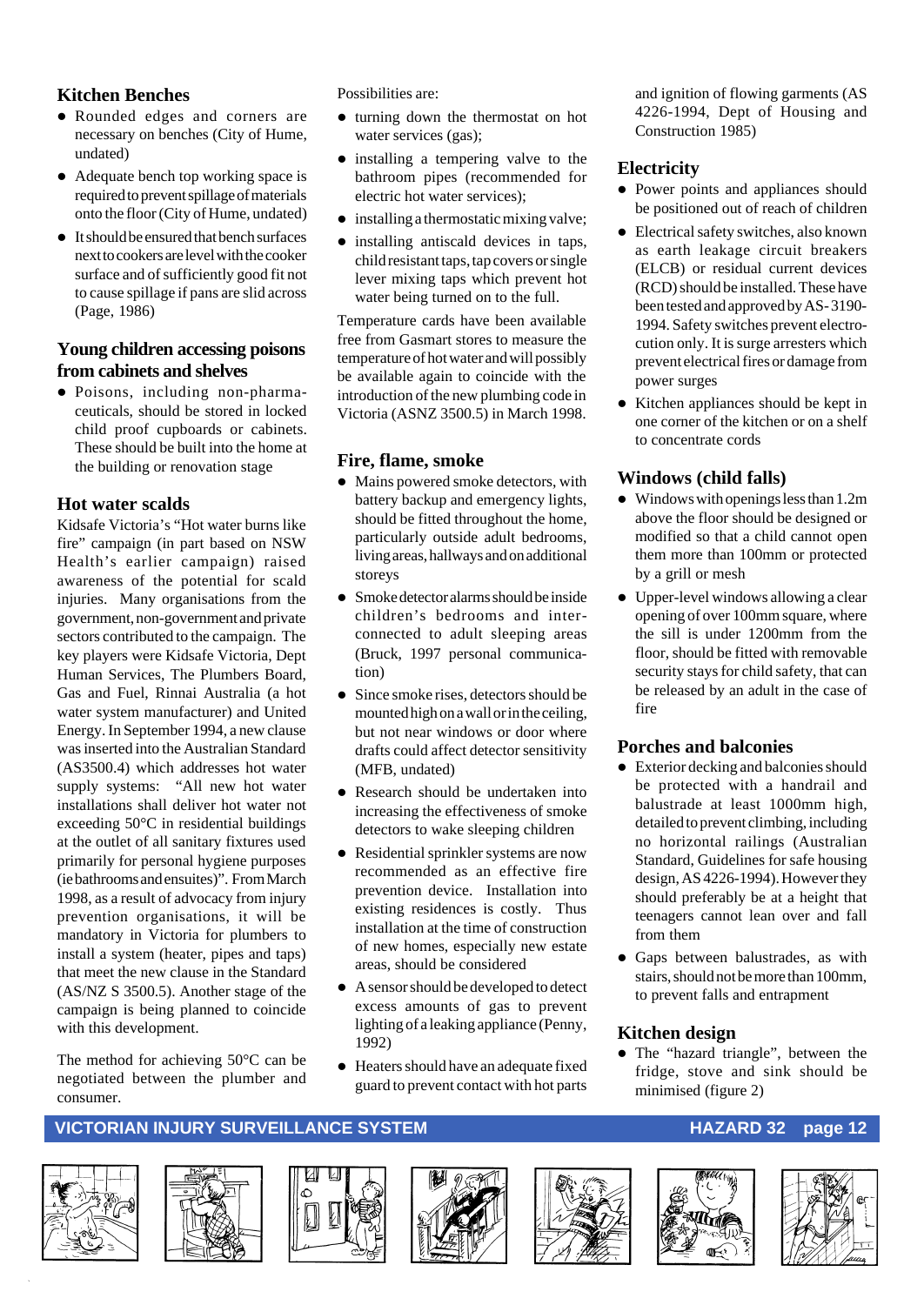## Kitchen Benches

- Rounded edges and corners are necessary on benches (City of Hume, undated)
- Adequate bench top working space is required to prevent spillage of materials onto the floor (City of Hume, undated)
- It should be ensured that bench surfaces next to cookers are level with the cooker surface and of sufficiently good fit not to cause spillage if pans are slid across (Page, 1986)

## Young children accessing poisons from cabinets and shelves

- Poisons, including non-pharmaceuticals, should be stored in locked child proof cupboards or cabinets. These should be built into the home at the building or renovation stage

## Hot water scalds

Kidsafe Victoria's "Hot water burns like fire" campaign (in part based on NSW Health's earlier campaign) raised awareness of the potential for scald injuries. Many organisations from the government, non-government and private sectors contributed to the campaign. The key players were Kidsafe Victoria, Dept Human Services, The Plumbers Board, Gas and Fuel, Rinnai Australia (a hot water system manufacturer) and United Energy. In September 1994, a new clause was inserted into the Australian Standard (AS3500.4) which addresses hot water supply systems: "All new hot water installations shall deliver hot water not exceeding 50°C in residential buildings at the outlet of all sanitary fixtures used primarily for personal hygiene purposes (ie bathrooms and ensuites)". From March 1998, as a result of advocacy from injury prevention organisations, it will be mandatory in Victoria for plumbers to install a system (heater, pipes and taps) that meet the new clause in the Standard (AS/NZ S 3500.5). Another stage of the campaign is being planned to coincide with this development.

The method for achieving 50°C can be negotiated between the plumber and consumer.

Possibilities are:

- turning down the thermostat on hot water services (gas);
- installing a tempering valve to the bathroom pipes (recommended for electric hot water services);
- installing a thermostatic mixing valve;
- installing antiscald devices in taps, child resistant taps, tap covers or single lever mixing taps which prevent hot water being turned on to the full.

Temperature cards have been available free from Gasmart stores to measure the temperature of hot water and will possibly be available again to coincide with the introduction of the new plumbing code in Victoria (ASNZ 3500.5) in March 1998.

## Fire, flame, smoke

- Mains powered smoke detectors, with battery backup and emergency lights, should be fitted throughout the home, particularly outside adult bedrooms, living areas, hallways and on additional storeys
- Smoke detector alarms should be inside children's bedrooms and inter-connected to adult sleeping areas (Bruck, 1997 personal communication)
- Since smoke rises, detectors should be mounted high on a wall or in the ceiling, but not near windows or door where drafts could affect detector sensitivity (MFB, undated)
- Research should be undertaken into increasing the effectiveness of smoke detectors to wake sleeping children
- Residential sprinkler systems are now recommended as an effective fire prevention device. Installation into existing residences is costly. Thus installation at the time of construction of new homes, especially new estate areas, should be considered
- A sensor should be developed to detect excess amounts of gas to prevent lighting of a leaking appliance (Penny, 1992)
- Heaters should have an adequate fixed guard to prevent contact with hot parts and ignition of flowing garments (AS 4226-1994, Dept of Housing and Construction 1985)

## Electricity

- Power points and appliances should be positioned out of reach of children
- Electrical safety switches, also known as earth leakage circuit breakers (ELCB) or residual current devices (RCD) should be installed. These have been tested and approved by AS-3190-1994. Safety switches prevent electrocution only. It is surge arresters which prevent electrical fires or damage from power surges
- Kitchen appliances should be kept in one corner of the kitchen or on a shelf to concentrate cords

## Windows (child falls)

- Windows with openings less than 1.2m above the floor should be designed or modified so that a child cannot open them more than 100mm or protected by a grill or mesh
- Upper-level windows allowing a clear opening of over 100mm square, where the sill is under 1200mm from the floor, should be fitted with removable security stays for child safety, that can be released by an adult in the case of fire

## Porches and balconies

- Exterior decking and balconies should be protected with a handrail and balustrade at least 1000mm high, detailed to prevent climbing, including no horizontal railings (Australian Standard, Guidelines for safe housing design, AS 4226-1994). However they should preferably be at a height that teenagers cannot lean over and fall from them
- Gaps between balustrades, as with stairs, should not be more than 100mm, to prevent falls and entrapment

## Kitchen design

- The "hazard triangle", between the fridge, stove and sink should be minimised (figure 2)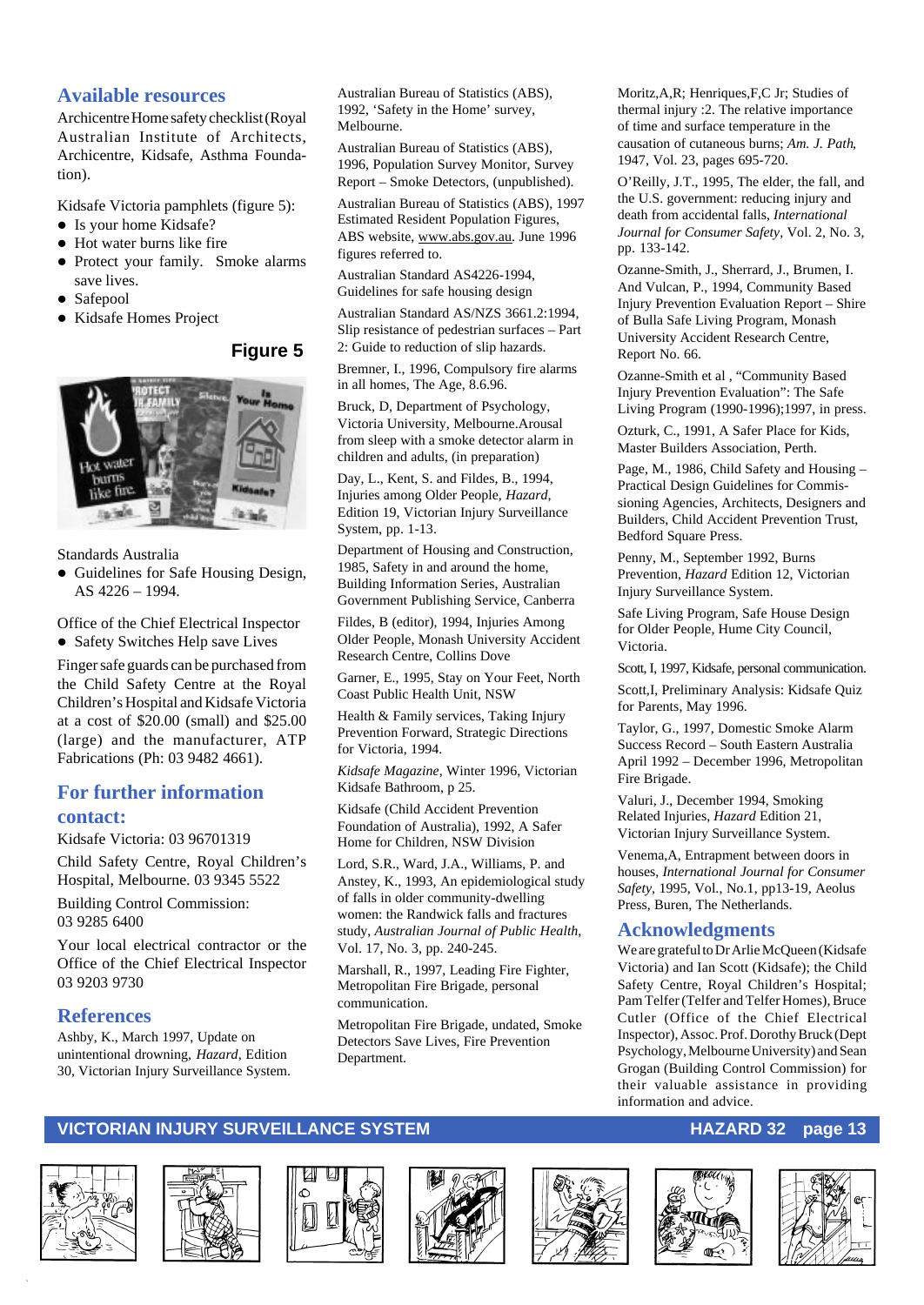## Available resources

Archicentre Home safety checklist (Royal Australian Institute of Architects, Archicentre, Kidsafe, Asthma Foundation).

Kidsafe Victoria pamphlets (figure 5):

- Is your home Kidsafe?
- Hot water burns like fire
- Protect your family. Smoke alarms save lives.
- Safepool
- Kidsafe Homes Project

**Figure 5**

Standards Australia

- Guidelines for Safe Housing Design, AS 4226 – 1994.

Office of the Chief Electrical Inspector

- Safety Switches Help save Lives

Finger safe guards can be purchased from the Child Safety Centre at the Royal Children's Hospital and Kidsafe Victoria at a cost of $20.00 (small) and $25.00 (large) and the manufacturer, ATP Fabrications (Ph: 03 9482 4661).

## For further information contact:

Kidsafe Victoria: 03 96701319

Child Safety Centre, Royal Children's Hospital, Melbourne. 03 9345 5522

Building Control Commission: 03 9285 6400

Your local electrical contractor or the Office of the Chief Electrical Inspector 03 9203 9730

## References

Ashby, K., March 1997, Update on unintentional drowning, *Hazard*, Edition 30, Victorian Injury Surveillance System.

Australian Bureau of Statistics (ABS), 1992, 'Safety in the Home' survey, Melbourne.

Australian Bureau of Statistics (ABS), 1996, Population Survey Monitor, Survey Report – Smoke Detectors, (unpublished).

Australian Bureau of Statistics (ABS), 1997 Estimated Resident Population Figures, ABS website, www.abs.gov.au. June 1996 figures referred to.

Australian Standard AS4226-1994, Guidelines for safe housing design

Australian Standard AS/NZS 3661.2:1994, Slip resistance of pedestrian surfaces – Part 2: Guide to reduction of slip hazards.

Bremner, I., 1996, Compulsory fire alarms in all homes, The Age, 8.6.96.

Bruck, D, Department of Psychology, Victoria University, Melbourne.Arousal from sleep with a smoke detector alarm in children and adults, (in preparation)

Day, L., Kent, S. and Fildes, B., 1994, Injuries among Older People, *Hazard*, Edition 19, Victorian Injury Surveillance System, pp. 1-13.

Department of Housing and Construction, 1985, Safety in and around the home, Building Information Series, Australian Government Publishing Service, Canberra

Fildes, B (editor), 1994, Injuries Among Older People, Monash University Accident Research Centre, Collins Dove

Garner, E., 1995, Stay on Your Feet, North Coast Public Health Unit, NSW

Health & Family services, Taking Injury Prevention Forward, Strategic Directions for Victoria, 1994.

*Kidsafe Magazine*, Winter 1996, Victorian Kidsafe Bathroom, p 25.

Kidsafe (Child Accident Prevention Foundation of Australia), 1992, A Safer Home for Children, NSW Division

Lord, S.R., Ward, J.A., Williams, P. and Anstey, K., 1993, An epidemiological study of falls in older community-dwelling women: the Randwick falls and fractures study, *Australian Journal of Public Health*, Vol. 17, No. 3, pp. 240-245.

Marshall, R., 1997, Leading Fire Fighter, Metropolitan Fire Brigade, personal communication.

Metropolitan Fire Brigade, undated, Smoke Detectors Save Lives, Fire Prevention Department.

Moritz,A,R; Henriques,F,C Jr; Studies of thermal injury :2. The relative importance of time and surface temperature in the causation of cutaneous burns; *Am. J. Path*, 1947, Vol. 23, pages 695-720.

O'Reilly, J.T., 1995, The elder, the fall, and the U.S. government: reducing injury and death from accidental falls, *International Journal for Consumer Safety*, Vol. 2, No. 3, pp. 133-142.

Ozanne-Smith, J., Sherrard, J., Brumen, I. And Vulcan, P., 1994, Community Based Injury Prevention Evaluation Report – Shire of Bulla Safe Living Program, Monash University Accident Research Centre, Report No. 66.

Ozanne-Smith et al , "Community Based Injury Prevention Evaluation": The Safe Living Program (1990-1996);1997, in press.

Ozturk, C., 1991, A Safer Place for Kids, Master Builders Association, Perth.

Page, M., 1986, Child Safety and Housing – Practical Design Guidelines for Commissioning Agencies, Architects, Designers and Builders, Child Accident Prevention Trust, Bedford Square Press.

Penny, M., September 1992, Burns Prevention, *Hazard* Edition 12, Victorian Injury Surveillance System.

Safe Living Program, Safe House Design for Older People, Hume City Council, Victoria.

Scott, I, 1997, Kidsafe, personal communication.

Scott,I, Preliminary Analysis: Kidsafe Quiz for Parents, May 1996.

Taylor, G., 1997, Domestic Smoke Alarm Success Record – South Eastern Australia April 1992 – December 1996, Metropolitan Fire Brigade.

Valuri, J., December 1994, Smoking Related Injuries, *Hazard* Edition 21, Victorian Injury Surveillance System.

Venema,A, Entrapment between doors in houses, *International Journal for Consumer Safety*, 1995, Vol., No.1, pp13-19, Aeolus Press, Buren, The Netherlands.

## Acknowledgements

We are grateful to Dr Arlie McQueen (Kidsafe Victoria) and Ian Scott (Kidsafe); the Child Safety Centre, Royal Children's Hospital; Pam Telfer (Telfer and Telfer Homes), Bruce Cutler (Office of the Chief Electrical Inspector), Assoc. Prof. Dorothy Bruck (Dept Psychology, Melbourne University) and Sean Grogan (Building Control Commission) for their valuable assistance in providing information and advice.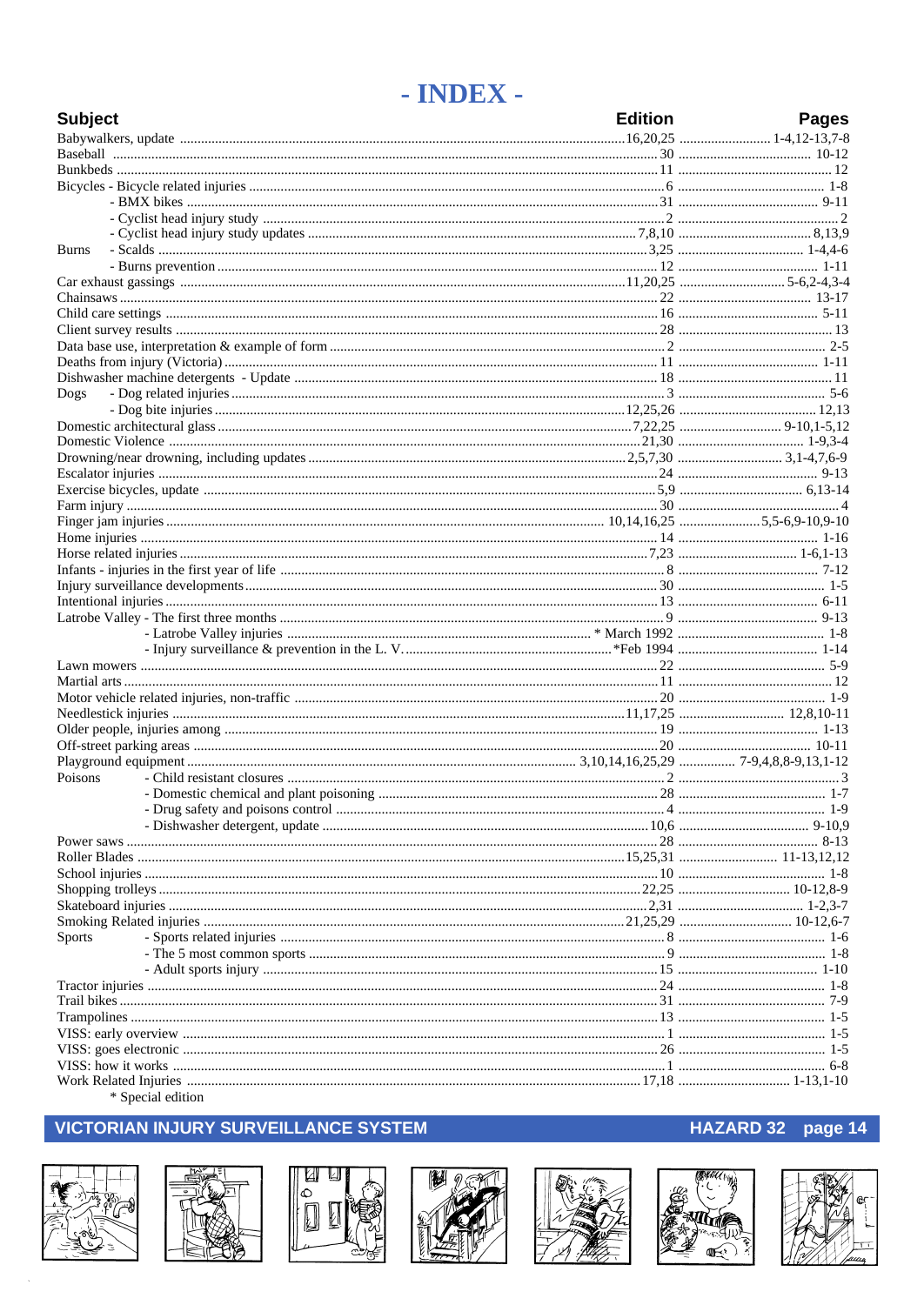# - INDEX -

| Subject | | Edition | Pages |
|---|---|---|---|
| Babywalkers, update | | 16,20,25 | 1-4,12-13,7-8 |
| Baseball | | 30 | 10-12 |
| Bunkbeds | | 11 | 12 |
| Bicycles | - Bicycle related injuries | 6 | 1-8 |
| | - BMX bikes | 31 | 9-11 |
| | - Cyclist head injury study | 2 | 2 |
| | - Cyclist head injury study updates | 7,8,10 | 8,13,9 |
| Burns | - Scalds | 3,25 | 1-4,4-6 |
| | - Burns prevention | 12 | 1-11 |
| Car exhaust gassings | | 11,20,25 | 5-6,2-4,3-4 |
| Chainsaws | | 22 | 13-17 |
| Child care settings | | 16 | 5-11 |
| Client survey results | | 28 | 13 |
| Data base use, interpretation & example of form | | 2 | 2-5 |
| Deaths from injury (Victoria) | | 11 | 1-11 |
| Dishwasher machine detergents - Update | | 18 | 11 |
| Dogs | - Dog related injuries | 3 | 5-6 |
| | - Dog bite injuries | 12,25,26 | 12,13 |
| Domestic architectural glass | | 7,22,25 | 9-10,1-5,12 |
| Domestic Violence | | 21,30 | 1-9,3-4 |
| Drowning/near drowning, including updates | | 2,5,7,30 | 3,1-4,7,6-9 |
| Escalator injuries | | 24 | 9-13 |
| Exercise bicycles, update | | 5,9 | 6,13-14 |
| Farm injury | | 30 | 4 |
| Finger jam injuries | | 10,14,16,25 | 5,5-6,9-10,9-10 |
| Home injuries | | 14 | 1-16 |
| Horse related injuries | | 7,23 | 1-6,1-13 |
| Infants - injuries in the first year of life | | 8 | 7-12 |
| Injury surveillance developments | | 30 | 1-5 |
| Intentional injuries | | 13 | 6-11 |
| Latrobe Valley | - The first three months | 9 | 9-13 |
| | - Latrobe Valley injuries | * March 1992 | 1-8 |
| | - Injury surveillance & prevention in the L. V. | *Feb 1994 | 1-14 |
| Lawn mowers | | 22 | 5-9 |
| Martial arts | | 11 | 12 |
| Motor vehicle related injuries, non-traffic | | 20 | 1-9 |
| Needlestick injuries | | 11,17,25 | 12,8,10-11 |
| Older people, injuries among | | 19 | 1-13 |
| Off-street parking areas | | 20 | 10-11 |
| Playground equipment | | 3,10,14,16,25,29 | 7-9,4,8,8-9,13,1-12 |
| Poisons | - Child resistant closures | 2 | 3 |
| | - Domestic chemical and plant poisoning | 28 | 1-7 |
| | - Drug safety and poisons control | 4 | 1-9 |
| | - Dishwasher detergent, update | 10,6 | 9-10,9 |
| Power saws | | 28 | 8-13 |
| Roller Blades | | 15,25,31 | 11-13,12,12 |
| School injuries | | 10 | 1-8 |
| Shopping trolleys | | 22,25 | 10-12,8-9 |
| Skateboard injuries | | 2,31 | 1-2,3-7 |
| Smoking Related injuries | | 21,25,29 | 10-12,6-7 |
| Sports | - Sports related injuries | 8 | 1-6 |
| | - The 5 most common sports | 9 | 1-8 |
| | - Adult sports injury | 15 | 1-10 |
| Tractor injuries | | 24 | 1-8 |
| Trail bikes | | 31 | 7-9 |
| Trampolines | | 13 | 1-5 |
| VISS: early overview | | 1 | 1-5 |
| VISS: goes electronic | | 26 | 1-5 |
| VISS: how it works | | 1 | 6-8 |
| Work Related Injuries | | 17,18 | 1-13,1-10 |

\* Special edition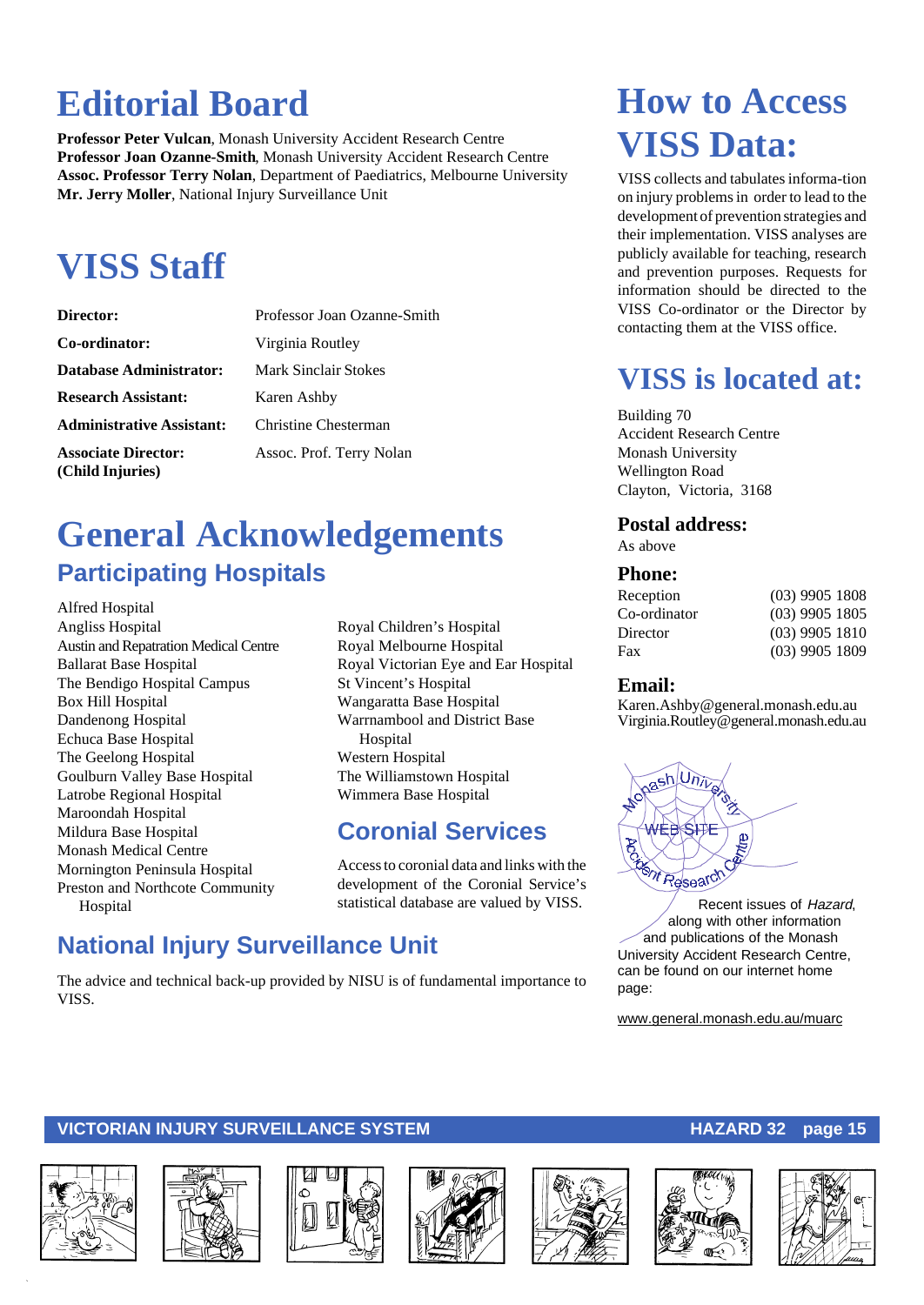# Editorial Board

**Professor Peter Vulcan**, Monash University Accident Research Centre
**Professor Joan Ozanne-Smith**, Monash University Accident Research Centre
**Assoc. Professor Terry Nolan**, Department of Paediatrics, Melbourne University
**Mr. Jerry Moller**, National Injury Surveillance Unit

# VISS Staff

| | |
|---|---|
| **Director:** | Professor Joan Ozanne-Smith |
| **Co-ordinator:** | Virginia Routley |
| **Database Administrator:** | Mark Sinclair Stokes |
| **Research Assistant:** | Karen Ashby |
| **Administrative Assistant:** | Christine Chesterman |
| **Associate Director: (Child Injuries)** | Assoc. Prof. Terry Nolan |

# General Acknowledgements

## Participating Hospitals

Alfred Hospital
Angliss Hospital
Austin and Repatration Medical Centre
Ballarat Base Hospital
The Bendigo Hospital Campus
Box Hill Hospital
Dandenong Hospital
Echuca Base Hospital
The Geelong Hospital
Goulburn Valley Base Hospital
Latrobe Regional Hospital
Maroondah Hospital
Mildura Base Hospital
Monash Medical Centre
Mornington Peninsula Hospital
Preston and Northcote Community Hospital
Royal Children's Hospital
Royal Melbourne Hospital
Royal Victorian Eye and Ear Hospital
St Vincent's Hospital
Wangaratta Base Hospital
Warrnambool and District Base Hospital
Western Hospital
The Williamstown Hospital
Wimmera Base Hospital

## Coronial Services

Access to coronial data and links with the development of the Coronial Service's statistical database are valued by VISS.

## National Injury Surveillance Unit

The advice and technical back-up provided by NISU is of fundamental importance to VISS.

# How to Access VISS Data:

VISS collects and tabulates informa-tion on injury problems in order to lead to the development of prevention strategies and their implementation. VISS analyses are publicly available for teaching, research and prevention purposes. Requests for information should be directed to the VISS Co-ordinator or the Director by contacting them at the VISS office.

# VISS is located at:

Building 70
Accident Research Centre
Monash University
Wellington Road
Clayton, Victoria, 3168

### Postal address:

As above

### Phone:

| | |
|---|---|
| Reception | (03) 9905 1808 |
| Co-ordinator | (03) 9905 1805 |
| Director | (03) 9905 1810 |
| Fax | (03) 9905 1809 |

### Email:

Karen.Ashby@general.monash.edu.au
Virginia.Routley@general.monash.edu.au

Monash University Accident Research Centre WEB SITE

Recent issues of *Hazard*, along with other information and publications of the Monash University Accident Research Centre, can be found on our internet home page:

www.general.monash.edu.au/muarc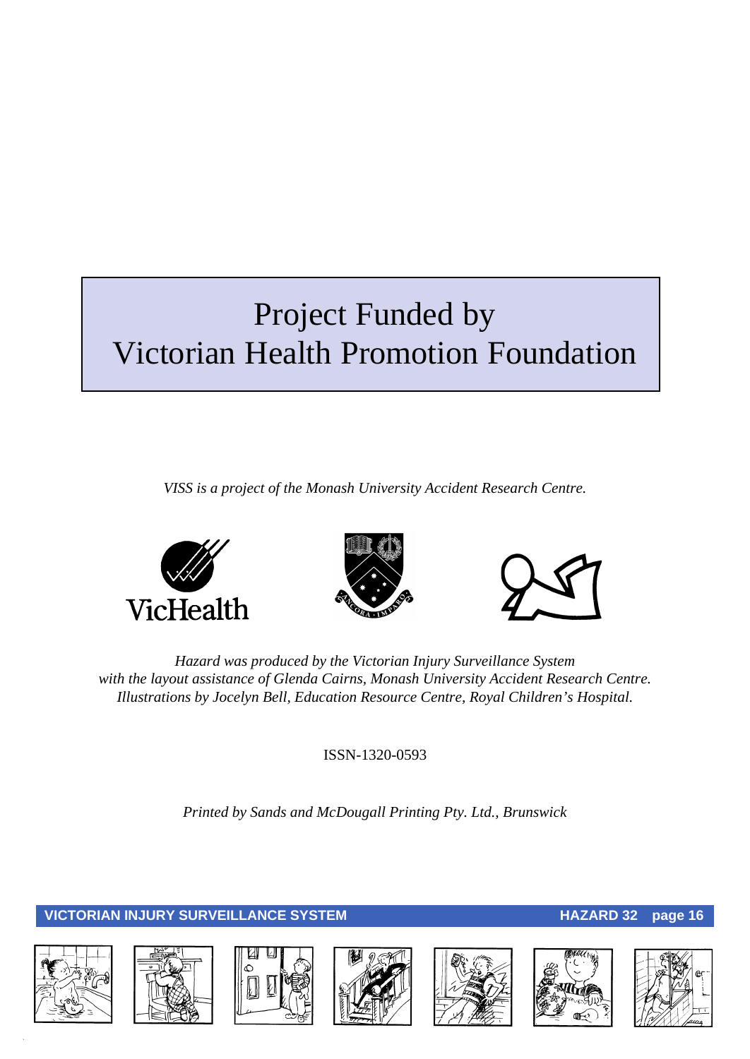# Project Funded by Victorian Health Promotion Foundation

*VISS is a project of the Monash University Accident Research Centre.*

VicHealth

*Hazard was produced by the Victorian Injury Surveillance System with the layout assistance of Glenda Cairns, Monash University Accident Research Centre. Illustrations by Jocelyn Bell, Education Resource Centre, Royal Children's Hospital.*

ISSN-1320-0593

*Printed by Sands and McDougall Printing Pty. Ltd., Brunswick*